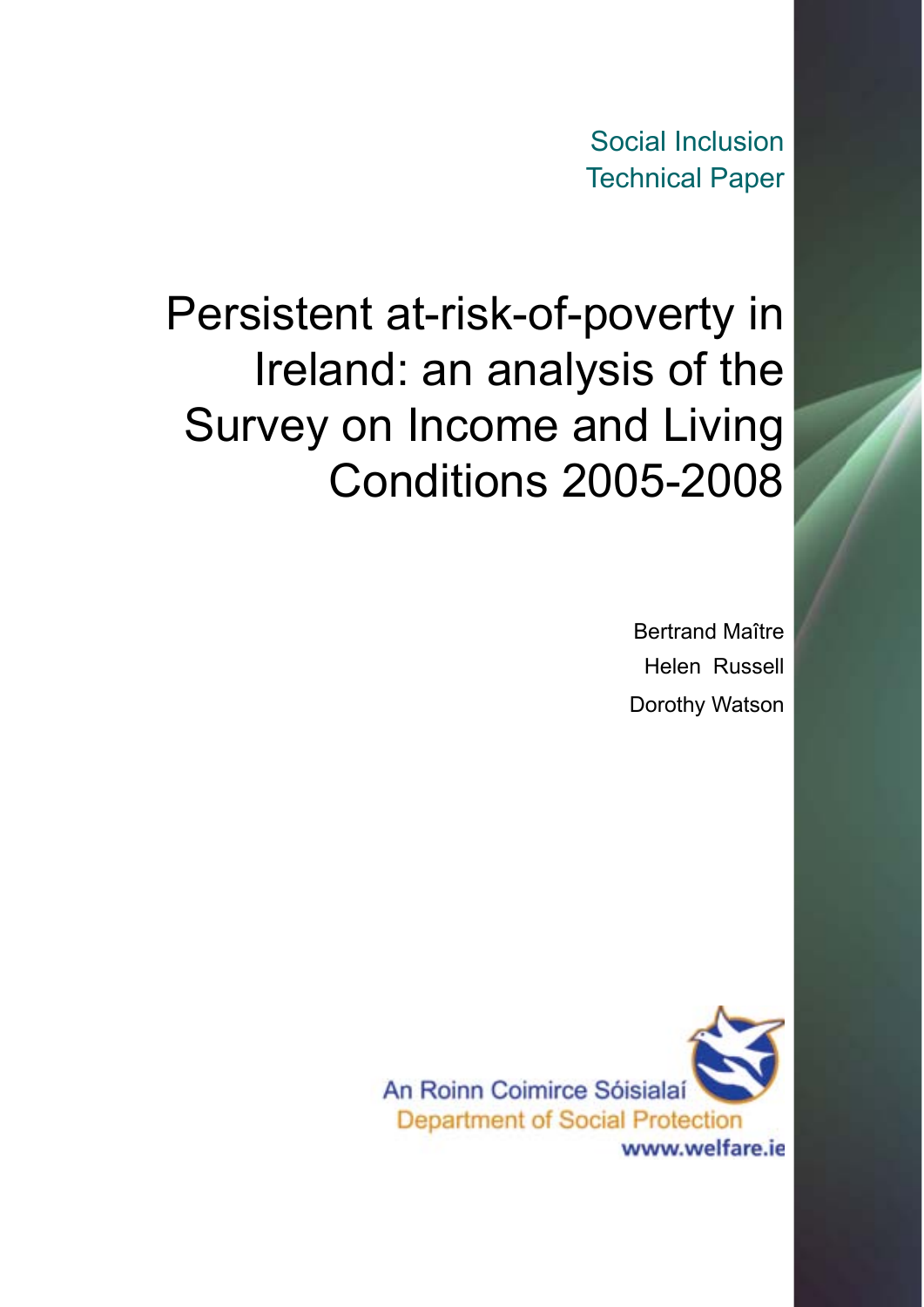Social Inclusion Technical Paper

# Persistent at-risk-of-poverty in Ireland: an analysis of the Survey on Income and Living Conditions 2005-2008

Bertrand Maître

Helen Russell

Dorothy Watson

An Roinn Coimirce Sóisialaí

Department of Social Protection

www.welfare.ie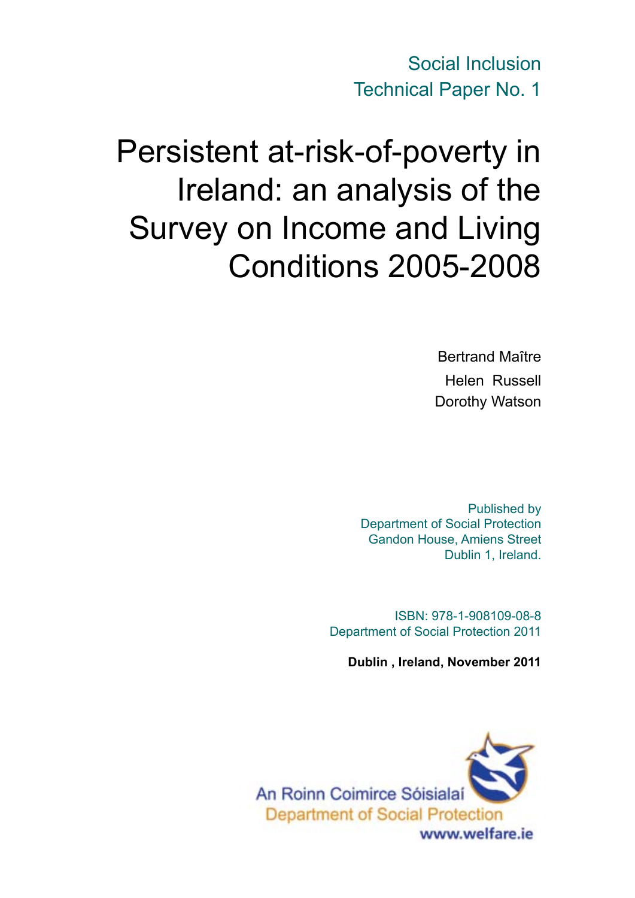Social Inclusion
Technical Paper No. 1

# Persistent at-risk-of-poverty in Ireland: an analysis of the Survey on Income and Living Conditions 2005-2008

Bertrand Maître
Helen Russell
Dorothy Watson

Published by
Department of Social Protection
Gandon House, Amiens Street
Dublin 1, Ireland.

ISBN: 978-1-908109-08-8
Department of Social Protection 2011

**Dublin , Ireland, November 2011**

An Roinn Coimirce Sóisialaí
Department of Social Protection
www.welfare.ie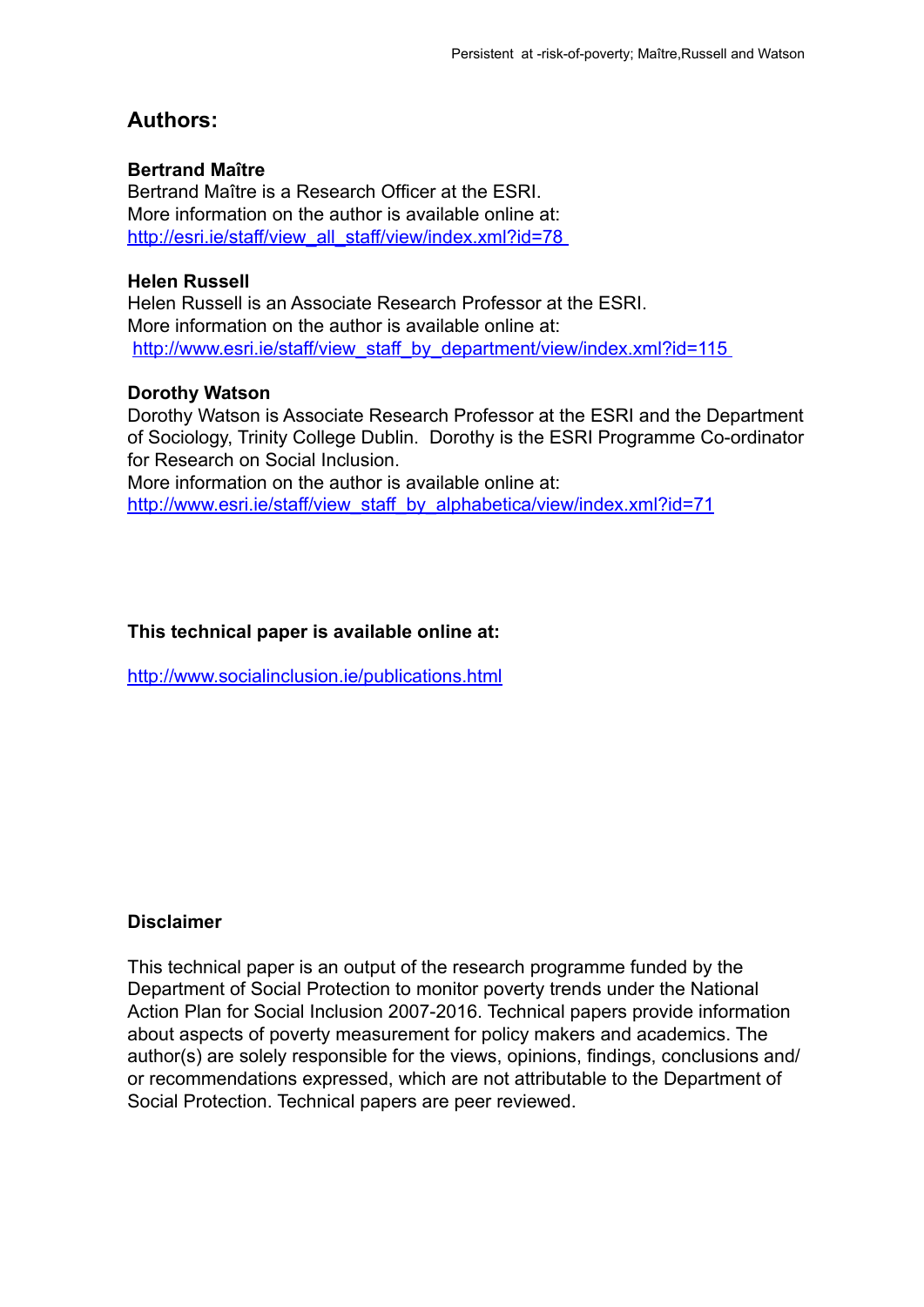## Authors:

**Bertrand Maître**
Bertrand Maître is a Research Officer at the ESRI.
More information on the author is available online at:
http://esri.ie/staff/view_all_staff/view/index.xml?id=78

**Helen Russell**
Helen Russell is an Associate Research Professor at the ESRI.
More information on the author is available online at:
http://www.esri.ie/staff/view_staff_by_department/view/index.xml?id=115

**Dorothy Watson**
Dorothy Watson is Associate Research Professor at the ESRI and the Department of Sociology, Trinity College Dublin. Dorothy is the ESRI Programme Co-ordinator for Research on Social Inclusion.
More information on the author is available online at:
http://www.esri.ie/staff/view_staff_by_alphabetica/view/index.xml?id=71

**This technical paper is available online at:**

http://www.socialinclusion.ie/publications.html

**Disclaimer**

This technical paper is an output of the research programme funded by the Department of Social Protection to monitor poverty trends under the National Action Plan for Social Inclusion 2007-2016. Technical papers provide information about aspects of poverty measurement for policy makers and academics. The author(s) are solely responsible for the views, opinions, findings, conclusions and/or recommendations expressed, which are not attributable to the Department of Social Protection. Technical papers are peer reviewed.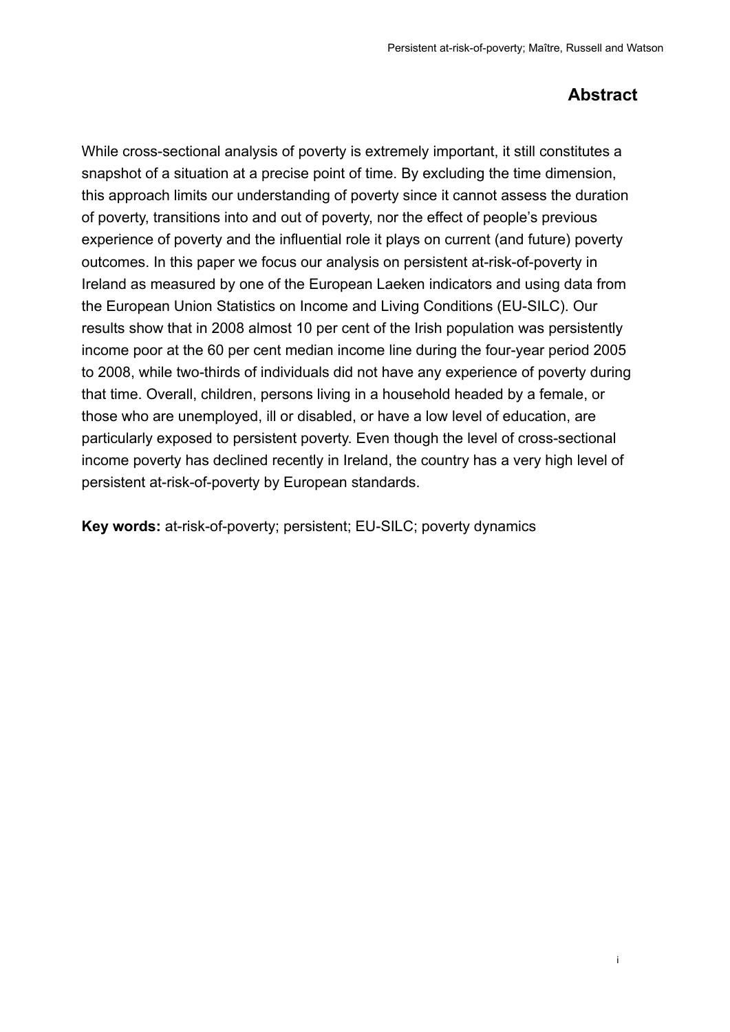## Abstract

While cross-sectional analysis of poverty is extremely important, it still constitutes a snapshot of a situation at a precise point of time. By excluding the time dimension, this approach limits our understanding of poverty since it cannot assess the duration of poverty, transitions into and out of poverty, nor the effect of people's previous experience of poverty and the influential role it plays on current (and future) poverty outcomes. In this paper we focus our analysis on persistent at-risk-of-poverty in Ireland as measured by one of the European Laeken indicators and using data from the European Union Statistics on Income and Living Conditions (EU-SILC). Our results show that in 2008 almost 10 per cent of the Irish population was persistently income poor at the 60 per cent median income line during the four-year period 2005 to 2008, while two-thirds of individuals did not have any experience of poverty during that time. Overall, children, persons living in a household headed by a female, or those who are unemployed, ill or disabled, or have a low level of education, are particularly exposed to persistent poverty. Even though the level of cross-sectional income poverty has declined recently in Ireland, the country has a very high level of persistent at-risk-of-poverty by European standards.

**Key words:** at-risk-of-poverty; persistent; EU-SILC; poverty dynamics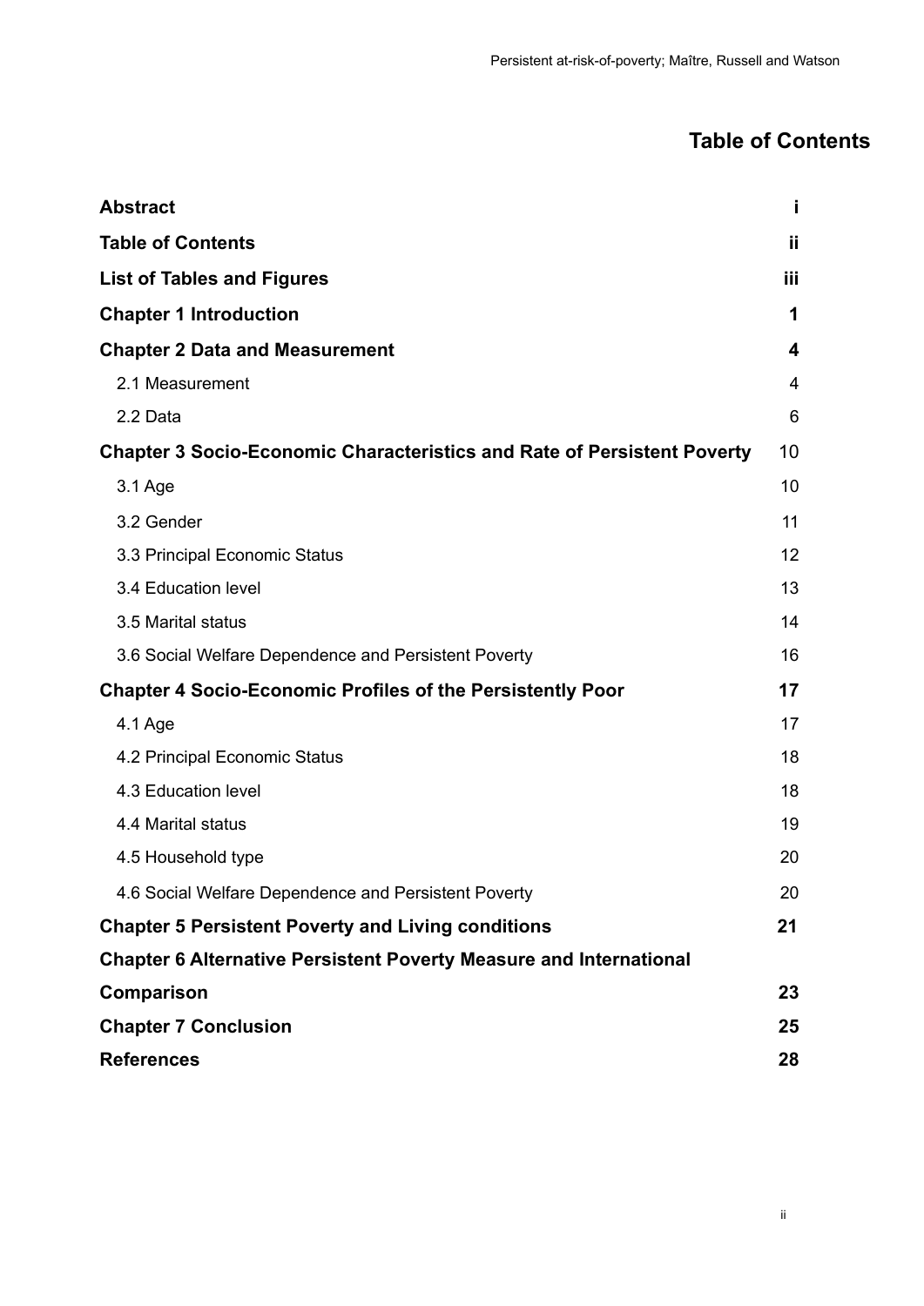# Table of Contents

| | |
|---|---|
| **Abstract** | **i** |
| **Table of Contents** | **ii** |
| **List of Tables and Figures** | **iii** |
| **Chapter 1 Introduction** | **1** |
| **Chapter 2 Data and Measurement** | **4** |
| 2.1 Measurement | 4 |
| 2.2 Data | 6 |
| **Chapter 3 Socio-Economic Characteristics and Rate of Persistent Poverty** | 10 |
| 3.1 Age | 10 |
| 3.2 Gender | 11 |
| 3.3 Principal Economic Status | 12 |
| 3.4 Education level | 13 |
| 3.5 Marital status | 14 |
| 3.6 Social Welfare Dependence and Persistent Poverty | 16 |
| **Chapter 4 Socio-Economic Profiles of the Persistently Poor** | **17** |
| 4.1 Age | 17 |
| 4.2 Principal Economic Status | 18 |
| 4.3 Education level | 18 |
| 4.4 Marital status | 19 |
| 4.5 Household type | 20 |
| 4.6 Social Welfare Dependence and Persistent Poverty | 20 |
| **Chapter 5 Persistent Poverty and Living conditions** | **21** |
| **Chapter 6 Alternative Persistent Poverty Measure and International Comparison** | **23** |
| **Chapter 7 Conclusion** | **25** |
| **References** | **28** |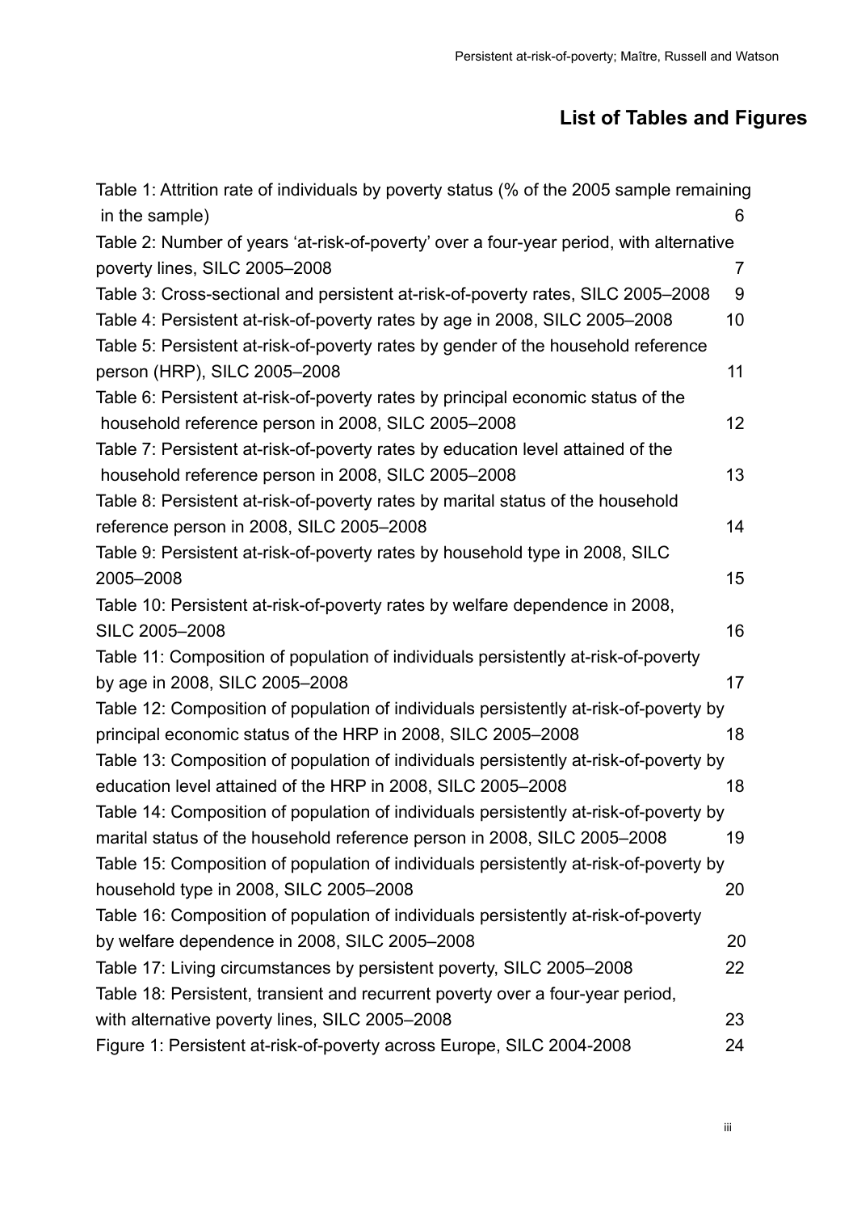## List of Tables and Figures

Table 1: Attrition rate of individuals by poverty status (% of the 2005 sample remaining in the sample) 6

Table 2: Number of years 'at-risk-of-poverty' over a four-year period, with alternative poverty lines, SILC 2005–2008 7

Table 3: Cross-sectional and persistent at-risk-of-poverty rates, SILC 2005–2008 9

Table 4: Persistent at-risk-of-poverty rates by age in 2008, SILC 2005–2008 10

Table 5: Persistent at-risk-of-poverty rates by gender of the household reference person (HRP), SILC 2005–2008 11

Table 6: Persistent at-risk-of-poverty rates by principal economic status of the household reference person in 2008, SILC 2005–2008 12

Table 7: Persistent at-risk-of-poverty rates by education level attained of the household reference person in 2008, SILC 2005–2008 13

Table 8: Persistent at-risk-of-poverty rates by marital status of the household reference person in 2008, SILC 2005–2008 14

Table 9: Persistent at-risk-of-poverty rates by household type in 2008, SILC 2005–2008 15

Table 10: Persistent at-risk-of-poverty rates by welfare dependence in 2008, SILC 2005–2008 16

Table 11: Composition of population of individuals persistently at-risk-of-poverty by age in 2008, SILC 2005–2008 17

Table 12: Composition of population of individuals persistently at-risk-of-poverty by principal economic status of the HRP in 2008, SILC 2005–2008 18

Table 13: Composition of population of individuals persistently at-risk-of-poverty by education level attained of the HRP in 2008, SILC 2005–2008 18

Table 14: Composition of population of individuals persistently at-risk-of-poverty by marital status of the household reference person in 2008, SILC 2005–2008 19

Table 15: Composition of population of individuals persistently at-risk-of-poverty by household type in 2008, SILC 2005–2008 20

Table 16: Composition of population of individuals persistently at-risk-of-poverty by welfare dependence in 2008, SILC 2005–2008 20

Table 17: Living circumstances by persistent poverty, SILC 2005–2008 22

Table 18: Persistent, transient and recurrent poverty over a four-year period, with alternative poverty lines, SILC 2005–2008 23

Figure 1: Persistent at-risk-of-poverty across Europe, SILC 2004-2008 24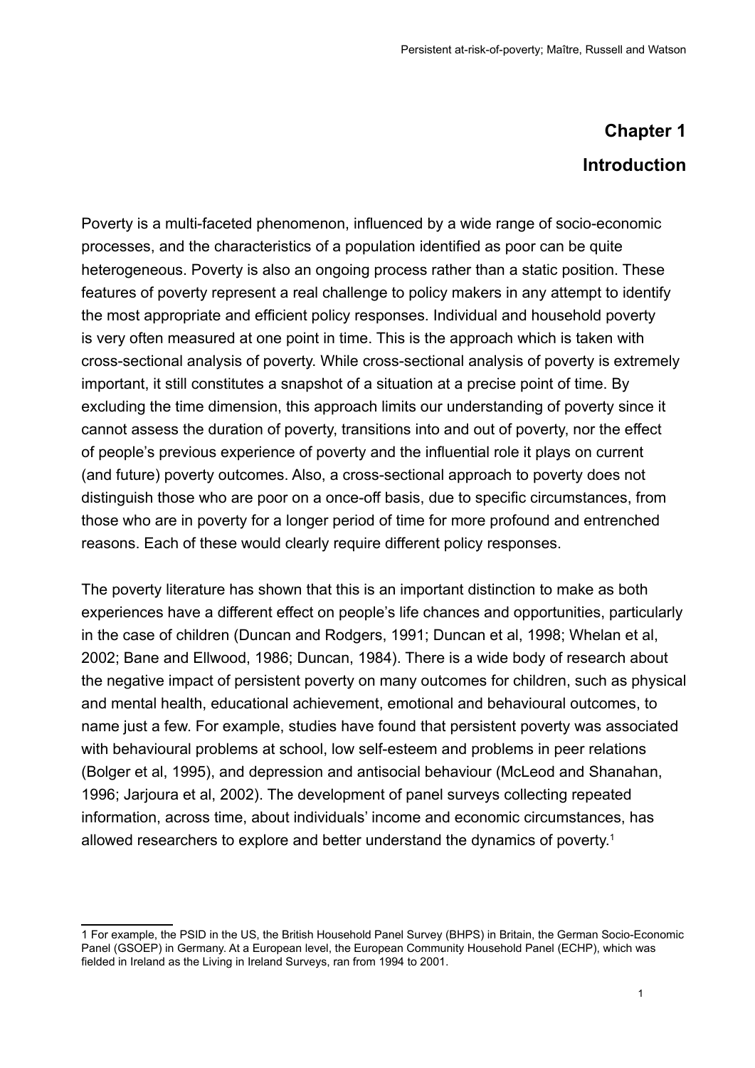# Chapter 1

# Introduction

Poverty is a multi-faceted phenomenon, influenced by a wide range of socio-economic processes, and the characteristics of a population identified as poor can be quite heterogeneous. Poverty is also an ongoing process rather than a static position. These features of poverty represent a real challenge to policy makers in any attempt to identify the most appropriate and efficient policy responses. Individual and household poverty is very often measured at one point in time. This is the approach which is taken with cross-sectional analysis of poverty. While cross-sectional analysis of poverty is extremely important, it still constitutes a snapshot of a situation at a precise point of time. By excluding the time dimension, this approach limits our understanding of poverty since it cannot assess the duration of poverty, transitions into and out of poverty, nor the effect of people's previous experience of poverty and the influential role it plays on current (and future) poverty outcomes. Also, a cross-sectional approach to poverty does not distinguish those who are poor on a once-off basis, due to specific circumstances, from those who are in poverty for a longer period of time for more profound and entrenched reasons. Each of these would clearly require different policy responses.

The poverty literature has shown that this is an important distinction to make as both experiences have a different effect on people's life chances and opportunities, particularly in the case of children (Duncan and Rodgers, 1991; Duncan et al, 1998; Whelan et al, 2002; Bane and Ellwood, 1986; Duncan, 1984). There is a wide body of research about the negative impact of persistent poverty on many outcomes for children, such as physical and mental health, educational achievement, emotional and behavioural outcomes, to name just a few. For example, studies have found that persistent poverty was associated with behavioural problems at school, low self-esteem and problems in peer relations (Bolger et al, 1995), and depression and antisocial behaviour (McLeod and Shanahan, 1996; Jarjoura et al, 2002). The development of panel surveys collecting repeated information, across time, about individuals' income and economic circumstances, has allowed researchers to explore and better understand the dynamics of poverty.[1]

[1] For example, the PSID in the US, the British Household Panel Survey (BHPS) in Britain, the German Socio-Economic Panel (GSOEP) in Germany. At a European level, the European Community Household Panel (ECHP), which was fielded in Ireland as the Living in Ireland Surveys, ran from 1994 to 2001.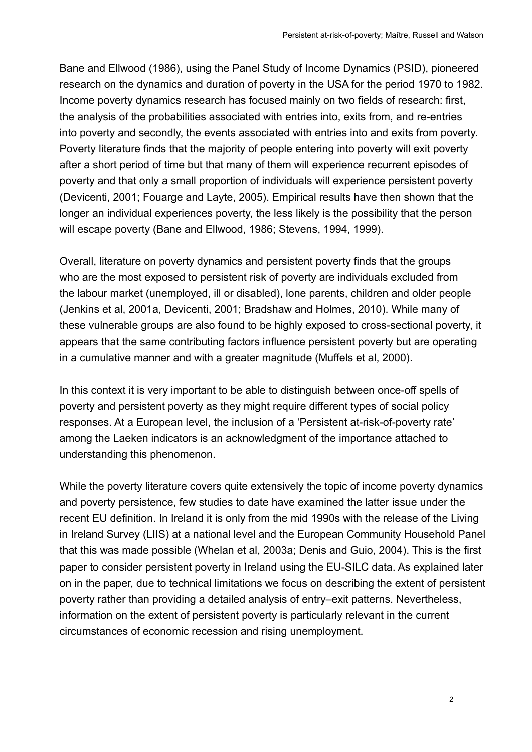Bane and Ellwood (1986), using the Panel Study of Income Dynamics (PSID), pioneered research on the dynamics and duration of poverty in the USA for the period 1970 to 1982. Income poverty dynamics research has focused mainly on two fields of research: first, the analysis of the probabilities associated with entries into, exits from, and re-entries into poverty and secondly, the events associated with entries into and exits from poverty. Poverty literature finds that the majority of people entering into poverty will exit poverty after a short period of time but that many of them will experience recurrent episodes of poverty and that only a small proportion of individuals will experience persistent poverty (Devicenti, 2001; Fouarge and Layte, 2005). Empirical results have then shown that the longer an individual experiences poverty, the less likely is the possibility that the person will escape poverty (Bane and Ellwood, 1986; Stevens, 1994, 1999).

Overall, literature on poverty dynamics and persistent poverty finds that the groups who are the most exposed to persistent risk of poverty are individuals excluded from the labour market (unemployed, ill or disabled), lone parents, children and older people (Jenkins et al, 2001a, Devicenti, 2001; Bradshaw and Holmes, 2010). While many of these vulnerable groups are also found to be highly exposed to cross-sectional poverty, it appears that the same contributing factors influence persistent poverty but are operating in a cumulative manner and with a greater magnitude (Muffels et al, 2000).

In this context it is very important to be able to distinguish between once-off spells of poverty and persistent poverty as they might require different types of social policy responses. At a European level, the inclusion of a 'Persistent at-risk-of-poverty rate' among the Laeken indicators is an acknowledgment of the importance attached to understanding this phenomenon.

While the poverty literature covers quite extensively the topic of income poverty dynamics and poverty persistence, few studies to date have examined the latter issue under the recent EU definition. In Ireland it is only from the mid 1990s with the release of the Living in Ireland Survey (LIIS) at a national level and the European Community Household Panel that this was made possible (Whelan et al, 2003a; Denis and Guio, 2004). This is the first paper to consider persistent poverty in Ireland using the EU-SILC data. As explained later on in the paper, due to technical limitations we focus on describing the extent of persistent poverty rather than providing a detailed analysis of entry–exit patterns. Nevertheless, information on the extent of persistent poverty is particularly relevant in the current circumstances of economic recession and rising unemployment.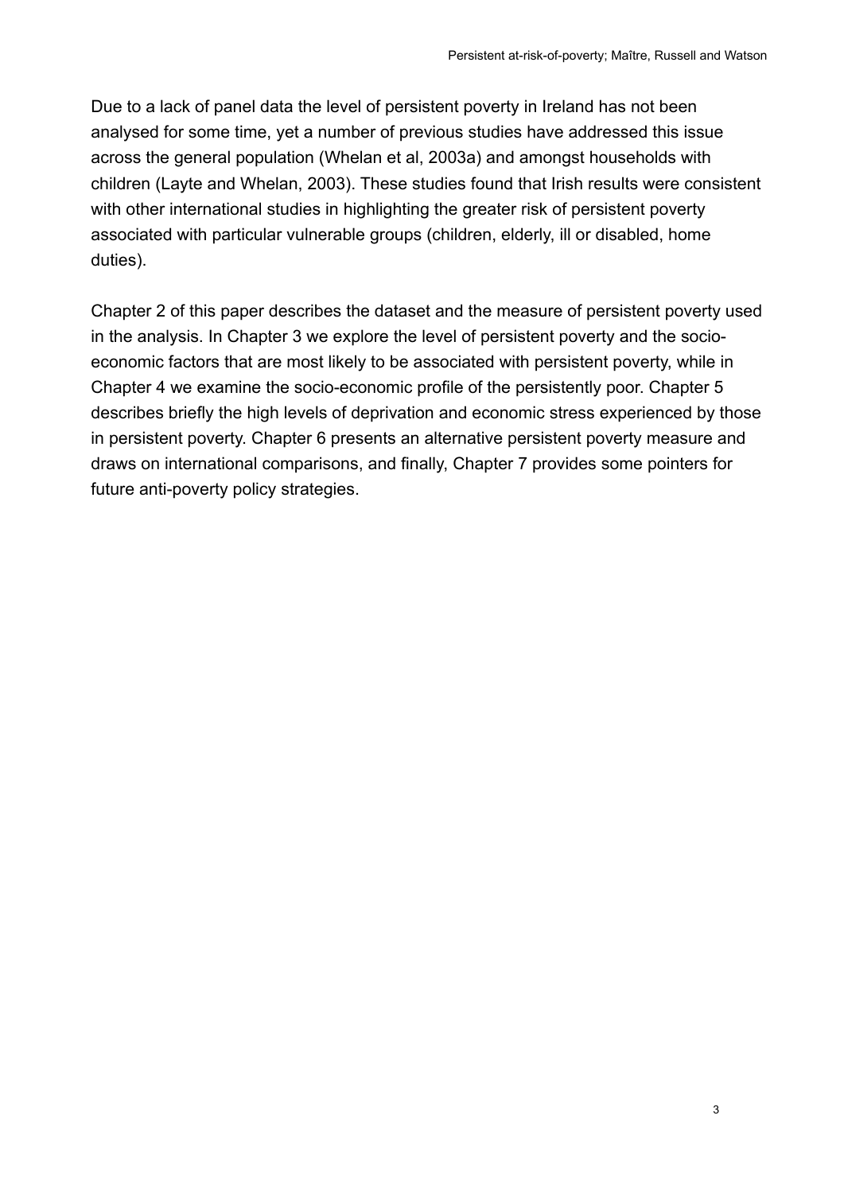Due to a lack of panel data the level of persistent poverty in Ireland has not been analysed for some time, yet a number of previous studies have addressed this issue across the general population (Whelan et al, 2003a) and amongst households with children (Layte and Whelan, 2003). These studies found that Irish results were consistent with other international studies in highlighting the greater risk of persistent poverty associated with particular vulnerable groups (children, elderly, ill or disabled, home duties).

Chapter 2 of this paper describes the dataset and the measure of persistent poverty used in the analysis. In Chapter 3 we explore the level of persistent poverty and the socio-economic factors that are most likely to be associated with persistent poverty, while in Chapter 4 we examine the socio-economic profile of the persistently poor. Chapter 5 describes briefly the high levels of deprivation and economic stress experienced by those in persistent poverty. Chapter 6 presents an alternative persistent poverty measure and draws on international comparisons, and finally, Chapter 7 provides some pointers for future anti-poverty policy strategies.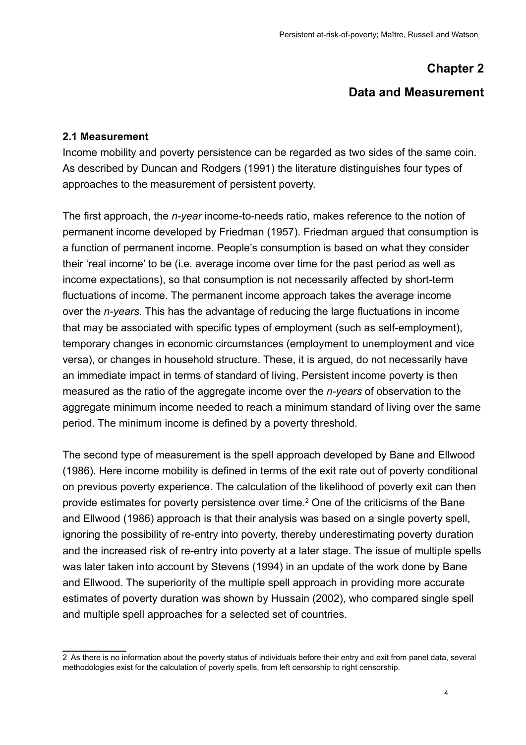# Chapter 2

# Data and Measurement

### 2.1 Measurement

Income mobility and poverty persistence can be regarded as two sides of the same coin. As described by Duncan and Rodgers (1991) the literature distinguishes four types of approaches to the measurement of persistent poverty.

The first approach, the *n-year* income-to-needs ratio, makes reference to the notion of permanent income developed by Friedman (1957). Friedman argued that consumption is a function of permanent income. People's consumption is based on what they consider their 'real income' to be (i.e. average income over time for the past period as well as income expectations), so that consumption is not necessarily affected by short-term fluctuations of income. The permanent income approach takes the average income over the *n-years*. This has the advantage of reducing the large fluctuations in income that may be associated with specific types of employment (such as self-employment), temporary changes in economic circumstances (employment to unemployment and vice versa), or changes in household structure. These, it is argued, do not necessarily have an immediate impact in terms of standard of living. Persistent income poverty is then measured as the ratio of the aggregate income over the *n-years* of observation to the aggregate minimum income needed to reach a minimum standard of living over the same period. The minimum income is defined by a poverty threshold.

The second type of measurement is the spell approach developed by Bane and Ellwood (1986). Here income mobility is defined in terms of the exit rate out of poverty conditional on previous poverty experience. The calculation of the likelihood of poverty exit can then provide estimates for poverty persistence over time.[2] One of the criticisms of the Bane and Ellwood (1986) approach is that their analysis was based on a single poverty spell, ignoring the possibility of re-entry into poverty, thereby underestimating poverty duration and the increased risk of re-entry into poverty at a later stage. The issue of multiple spells was later taken into account by Stevens (1994) in an update of the work done by Bane and Ellwood. The superiority of the multiple spell approach in providing more accurate estimates of poverty duration was shown by Hussain (2002), who compared single spell and multiple spell approaches for a selected set of countries.

---

2 As there is no information about the poverty status of individuals before their entry and exit from panel data, several methodologies exist for the calculation of poverty spells, from left censorship to right censorship.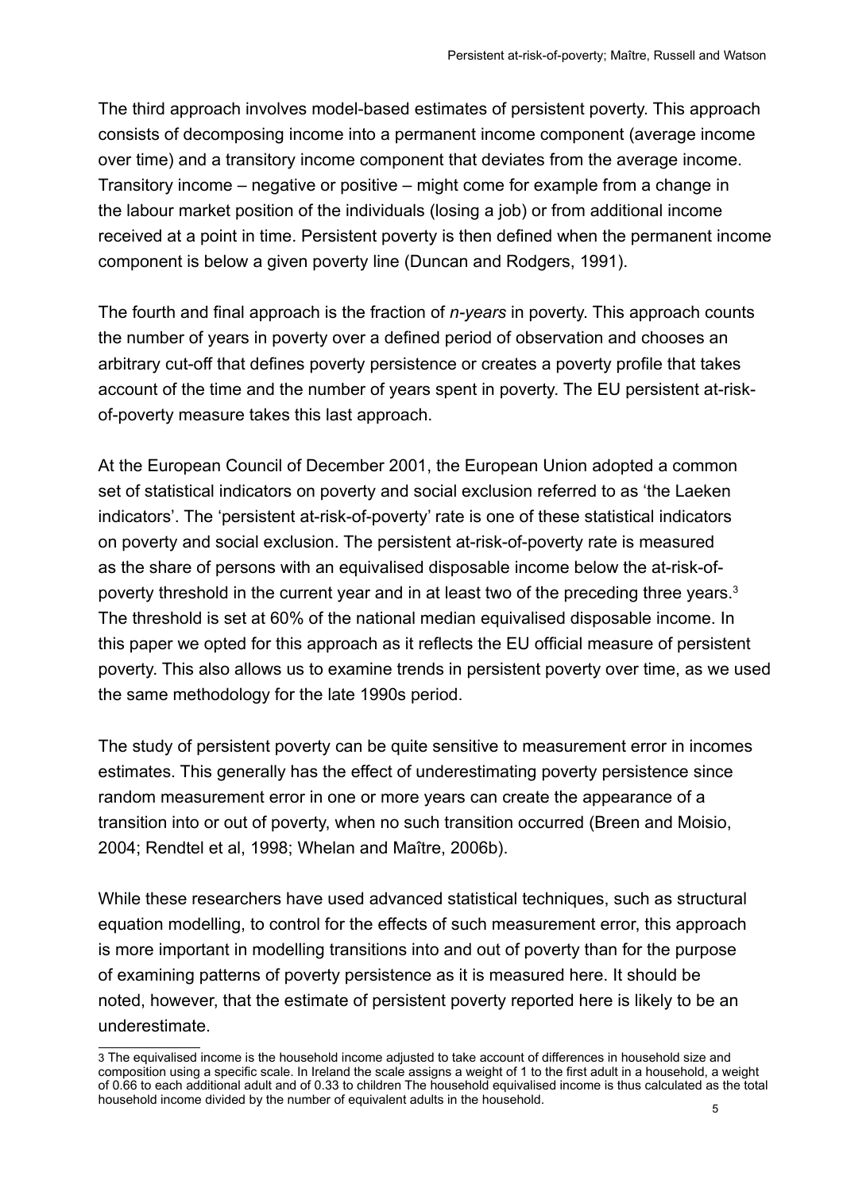The third approach involves model-based estimates of persistent poverty. This approach consists of decomposing income into a permanent income component (average income over time) and a transitory income component that deviates from the average income. Transitory income – negative or positive – might come for example from a change in the labour market position of the individuals (losing a job) or from additional income received at a point in time. Persistent poverty is then defined when the permanent income component is below a given poverty line (Duncan and Rodgers, 1991).

The fourth and final approach is the fraction of *n-years* in poverty. This approach counts the number of years in poverty over a defined period of observation and chooses an arbitrary cut-off that defines poverty persistence or creates a poverty profile that takes account of the time and the number of years spent in poverty. The EU persistent at-risk-of-poverty measure takes this last approach.

At the European Council of December 2001, the European Union adopted a common set of statistical indicators on poverty and social exclusion referred to as 'the Laeken indicators'. The 'persistent at-risk-of-poverty' rate is one of these statistical indicators on poverty and social exclusion. The persistent at-risk-of-poverty rate is measured as the share of persons with an equivalised disposable income below the at-risk-of-poverty threshold in the current year and in at least two of the preceding three years.[3] The threshold is set at 60% of the national median equivalised disposable income. In this paper we opted for this approach as it reflects the EU official measure of persistent poverty. This also allows us to examine trends in persistent poverty over time, as we used the same methodology for the late 1990s period.

The study of persistent poverty can be quite sensitive to measurement error in incomes estimates. This generally has the effect of underestimating poverty persistence since random measurement error in one or more years can create the appearance of a transition into or out of poverty, when no such transition occurred (Breen and Moisio, 2004; Rendtel et al, 1998; Whelan and Maître, 2006b).

While these researchers have used advanced statistical techniques, such as structural equation modelling, to control for the effects of such measurement error, this approach is more important in modelling transitions into and out of poverty than for the purpose of examining patterns of poverty persistence as it is measured here. It should be noted, however, that the estimate of persistent poverty reported here is likely to be an underestimate.

---

3 The equivalised income is the household income adjusted to take account of differences in household size and composition using a specific scale. In Ireland the scale assigns a weight of 1 to the first adult in a household, a weight of 0.66 to each additional adult and of 0.33 to children The household equivalised income is thus calculated as the total household income divided by the number of equivalent adults in the household.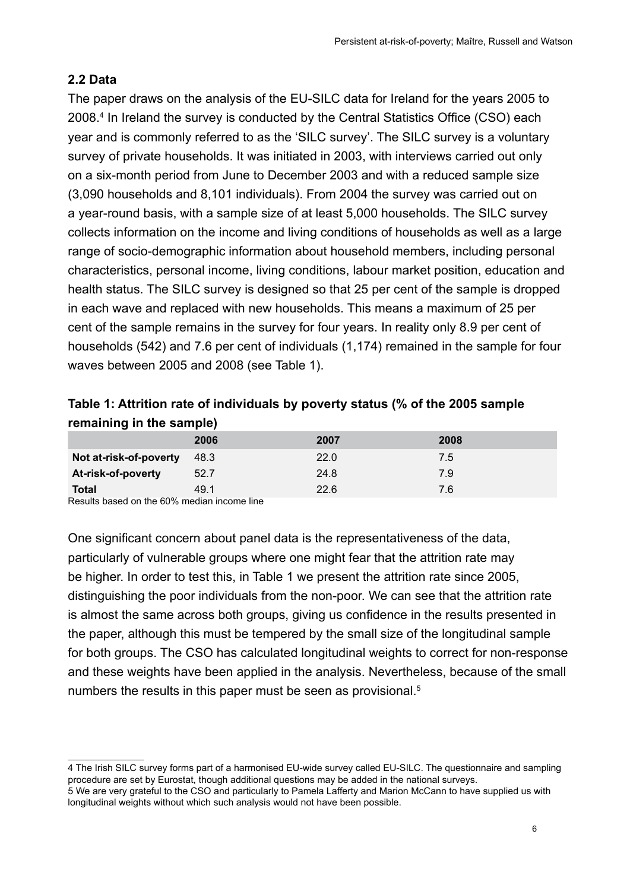### 2.2 Data

The paper draws on the analysis of the EU-SILC data for Ireland for the years 2005 to 2008.[4] In Ireland the survey is conducted by the Central Statistics Office (CSO) each year and is commonly referred to as the 'SILC survey'. The SILC survey is a voluntary survey of private households. It was initiated in 2003, with interviews carried out only on a six-month period from June to December 2003 and with a reduced sample size (3,090 households and 8,101 individuals). From 2004 the survey was carried out on a year-round basis, with a sample size of at least 5,000 households. The SILC survey collects information on the income and living conditions of households as well as a large range of socio-demographic information about household members, including personal characteristics, personal income, living conditions, labour market position, education and health status. The SILC survey is designed so that 25 per cent of the sample is dropped in each wave and replaced with new households. This means a maximum of 25 per cent of the sample remains in the survey for four years. In reality only 8.9 per cent of households (542) and 7.6 per cent of individuals (1,174) remained in the sample for four waves between 2005 and 2008 (see Table 1).

**Table 1: Attrition rate of individuals by poverty status (% of the 2005 sample remaining in the sample)**

| | 2006 | 2007 | 2008 |
|---|---|---|---|
| **Not at-risk-of-poverty** | 48.3 | 22.0 | 7.5 |
| **At-risk-of-poverty** | 52.7 | 24.8 | 7.9 |
| **Total** | 49.1 | 22.6 | 7.6 |

Results based on the 60% median income line

One significant concern about panel data is the representativeness of the data, particularly of vulnerable groups where one might fear that the attrition rate may be higher. In order to test this, in Table 1 we present the attrition rate since 2005, distinguishing the poor individuals from the non-poor. We can see that the attrition rate is almost the same across both groups, giving us confidence in the results presented in the paper, although this must be tempered by the small size of the longitudinal sample for both groups. The CSO has calculated longitudinal weights to correct for non-response and these weights have been applied in the analysis. Nevertheless, because of the small numbers the results in this paper must be seen as provisional.[5]

---

4 The Irish SILC survey forms part of a harmonised EU-wide survey called EU-SILC. The questionnaire and sampling procedure are set by Eurostat, though additional questions may be added in the national surveys.

5 We are very grateful to the CSO and particularly to Pamela Lafferty and Marion McCann to have supplied us with longitudinal weights without which such analysis would not have been possible.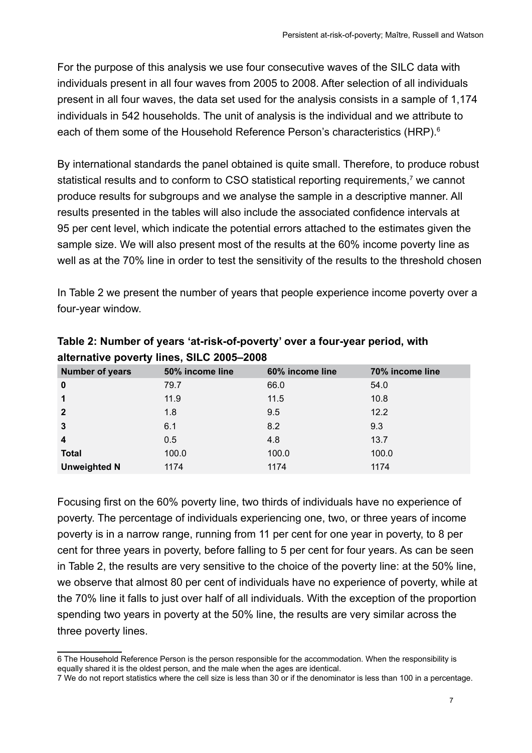For the purpose of this analysis we use four consecutive waves of the SILC data with individuals present in all four waves from 2005 to 2008. After selection of all individuals present in all four waves, the data set used for the analysis consists in a sample of 1,174 individuals in 542 households. The unit of analysis is the individual and we attribute to each of them some of the Household Reference Person's characteristics (HRP).[6]

By international standards the panel obtained is quite small. Therefore, to produce robust statistical results and to conform to CSO statistical reporting requirements,[7] we cannot produce results for subgroups and we analyse the sample in a descriptive manner. All results presented in the tables will also include the associated confidence intervals at 95 per cent level, which indicate the potential errors attached to the estimates given the sample size. We will also present most of the results at the 60% income poverty line as well as at the 70% line in order to test the sensitivity of the results to the threshold chosen

In Table 2 we present the number of years that people experience income poverty over a four-year window.

**Table 2: Number of years 'at-risk-of-poverty' over a four-year period, with alternative poverty lines, SILC 2005–2008**

| Number of years | 50% income line | 60% income line | 70% income line |
|---|---|---|---|
| **0** | 79.7 | 66.0 | 54.0 |
| **1** | 11.9 | 11.5 | 10.8 |
| **2** | 1.8 | 9.5 | 12.2 |
| **3** | 6.1 | 8.2 | 9.3 |
| **4** | 0.5 | 4.8 | 13.7 |
| **Total** | 100.0 | 100.0 | 100.0 |
| **Unweighted N** | 1174 | 1174 | 1174 |

Focusing first on the 60% poverty line, two thirds of individuals have no experience of poverty. The percentage of individuals experiencing one, two, or three years of income poverty is in a narrow range, running from 11 per cent for one year in poverty, to 8 per cent for three years in poverty, before falling to 5 per cent for four years. As can be seen in Table 2, the results are very sensitive to the choice of the poverty line: at the 50% line, we observe that almost 80 per cent of individuals have no experience of poverty, while at the 70% line it falls to just over half of all individuals. With the exception of the proportion spending two years in poverty at the 50% line, the results are very similar across the three poverty lines.

6 The Household Reference Person is the person responsible for the accommodation. When the responsibility is equally shared it is the oldest person, and the male when the ages are identical.

7 We do not report statistics where the cell size is less than 30 or if the denominator is less than 100 in a percentage.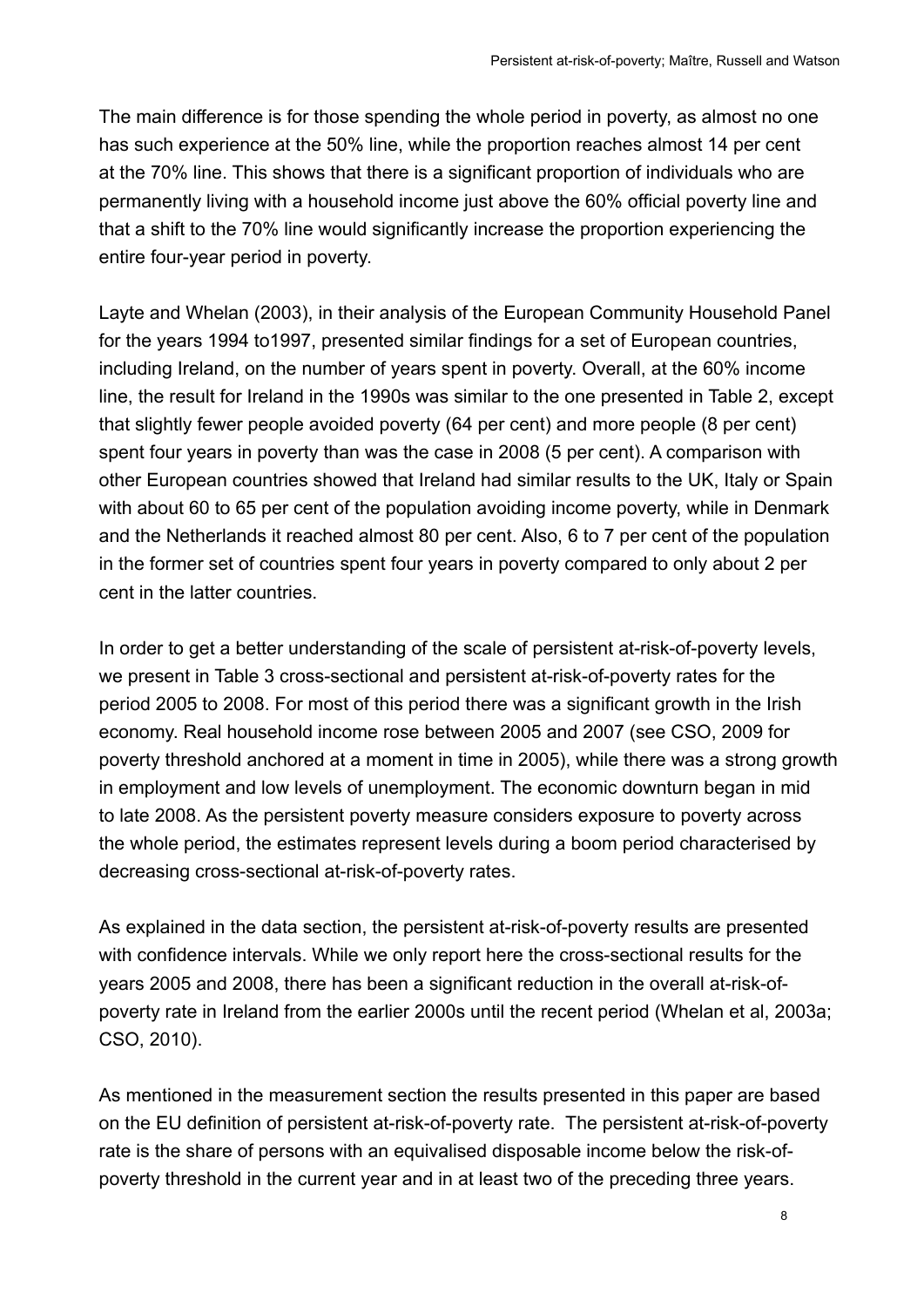The main difference is for those spending the whole period in poverty, as almost no one has such experience at the 50% line, while the proportion reaches almost 14 per cent at the 70% line. This shows that there is a significant proportion of individuals who are permanently living with a household income just above the 60% official poverty line and that a shift to the 70% line would significantly increase the proportion experiencing the entire four-year period in poverty.

Layte and Whelan (2003), in their analysis of the European Community Household Panel for the years 1994 to1997, presented similar findings for a set of European countries, including Ireland, on the number of years spent in poverty. Overall, at the 60% income line, the result for Ireland in the 1990s was similar to the one presented in Table 2, except that slightly fewer people avoided poverty (64 per cent) and more people (8 per cent) spent four years in poverty than was the case in 2008 (5 per cent). A comparison with other European countries showed that Ireland had similar results to the UK, Italy or Spain with about 60 to 65 per cent of the population avoiding income poverty, while in Denmark and the Netherlands it reached almost 80 per cent. Also, 6 to 7 per cent of the population in the former set of countries spent four years in poverty compared to only about 2 per cent in the latter countries.

In order to get a better understanding of the scale of persistent at-risk-of-poverty levels, we present in Table 3 cross-sectional and persistent at-risk-of-poverty rates for the period 2005 to 2008. For most of this period there was a significant growth in the Irish economy. Real household income rose between 2005 and 2007 (see CSO, 2009 for poverty threshold anchored at a moment in time in 2005), while there was a strong growth in employment and low levels of unemployment. The economic downturn began in mid to late 2008. As the persistent poverty measure considers exposure to poverty across the whole period, the estimates represent levels during a boom period characterised by decreasing cross-sectional at-risk-of-poverty rates.

As explained in the data section, the persistent at-risk-of-poverty results are presented with confidence intervals. While we only report here the cross-sectional results for the years 2005 and 2008, there has been a significant reduction in the overall at-risk-of-poverty rate in Ireland from the earlier 2000s until the recent period (Whelan et al, 2003a; CSO, 2010).

As mentioned in the measurement section the results presented in this paper are based on the EU definition of persistent at-risk-of-poverty rate. The persistent at-risk-of-poverty rate is the share of persons with an equivalised disposable income below the risk-of-poverty threshold in the current year and in at least two of the preceding three years.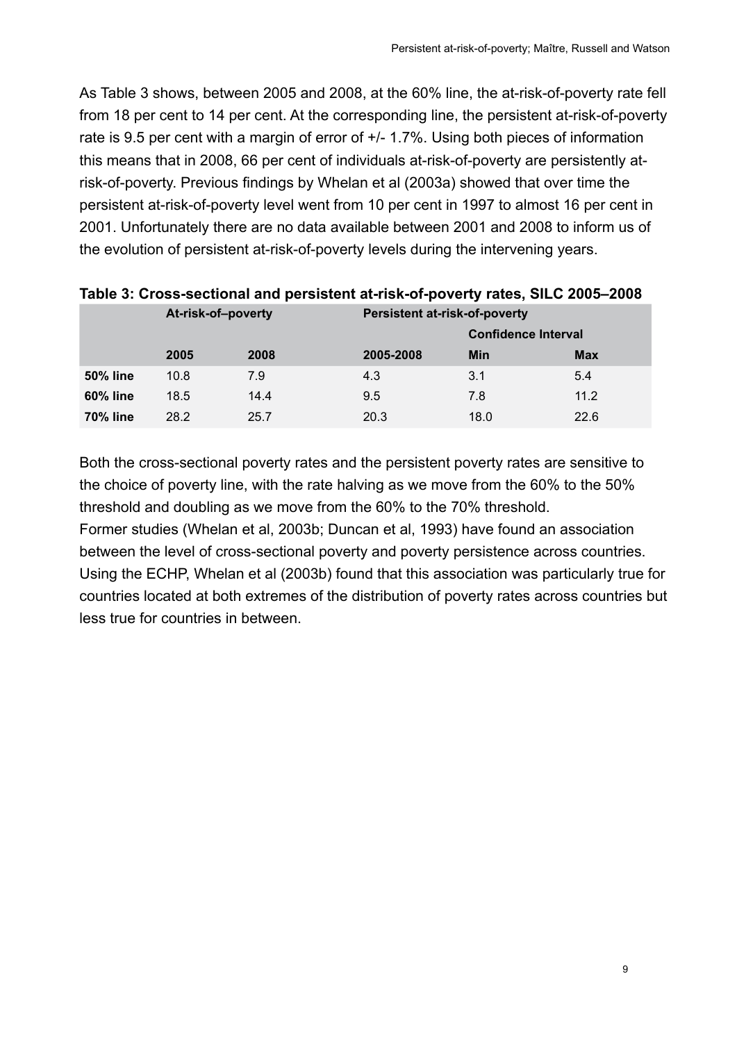As Table 3 shows, between 2005 and 2008, at the 60% line, the at-risk-of-poverty rate fell from 18 per cent to 14 per cent. At the corresponding line, the persistent at-risk-of-poverty rate is 9.5 per cent with a margin of error of +/- 1.7%. Using both pieces of information this means that in 2008, 66 per cent of individuals at-risk-of-poverty are persistently at-risk-of-poverty. Previous findings by Whelan et al (2003a) showed that over time the persistent at-risk-of-poverty level went from 10 per cent in 1997 to almost 16 per cent in 2001. Unfortunately there are no data available between 2001 and 2008 to inform us of the evolution of persistent at-risk-of-poverty levels during the intervening years.

**Table 3: Cross-sectional and persistent at-risk-of-poverty rates, SILC 2005–2008**

| | At-risk-of–poverty | | Persistent at-risk-of-poverty | | |
|---|---|---|---|---|---|
| | | | | Confidence Interval | |
| | 2005 | 2008 | 2005-2008 | Min | Max |
| **50% line** | 10.8 | 7.9 | 4.3 | 3.1 | 5.4 |
| **60% line** | 18.5 | 14.4 | 9.5 | 7.8 | 11.2 |
| **70% line** | 28.2 | 25.7 | 20.3 | 18.0 | 22.6 |

Both the cross-sectional poverty rates and the persistent poverty rates are sensitive to the choice of poverty line, with the rate halving as we move from the 60% to the 50% threshold and doubling as we move from the 60% to the 70% threshold.

Former studies (Whelan et al, 2003b; Duncan et al, 1993) have found an association between the level of cross-sectional poverty and poverty persistence across countries. Using the ECHP, Whelan et al (2003b) found that this association was particularly true for countries located at both extremes of the distribution of poverty rates across countries but less true for countries in between.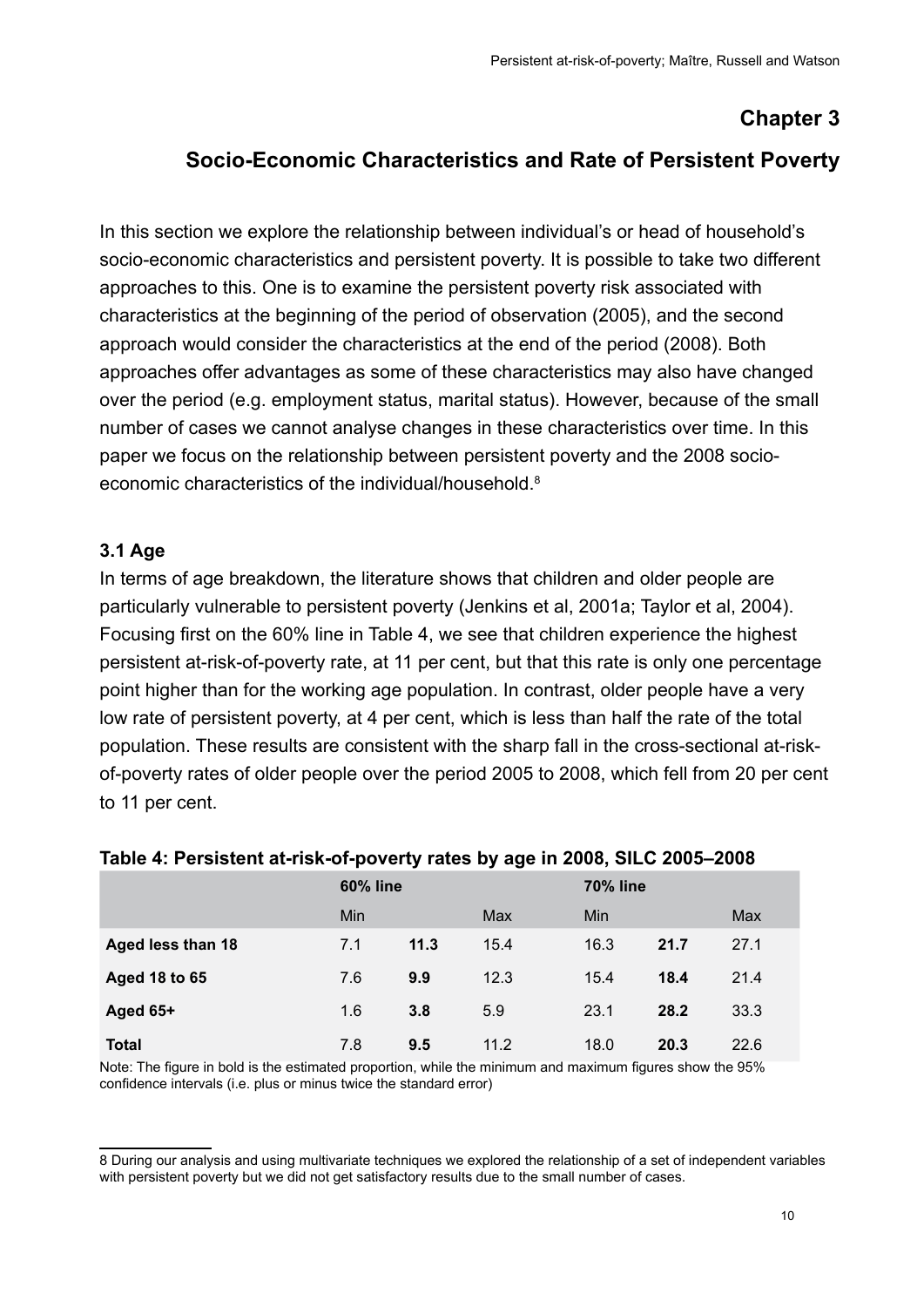# Chapter 3

## Socio-Economic Characteristics and Rate of Persistent Poverty

In this section we explore the relationship between individual's or head of household's socio-economic characteristics and persistent poverty. It is possible to take two different approaches to this. One is to examine the persistent poverty risk associated with characteristics at the beginning of the period of observation (2005), and the second approach would consider the characteristics at the end of the period (2008). Both approaches offer advantages as some of these characteristics may also have changed over the period (e.g. employment status, marital status). However, because of the small number of cases we cannot analyse changes in these characteristics over time. In this paper we focus on the relationship between persistent poverty and the 2008 socio-economic characteristics of the individual/household.[8]

### 3.1 Age

In terms of age breakdown, the literature shows that children and older people are particularly vulnerable to persistent poverty (Jenkins et al, 2001a; Taylor et al, 2004). Focusing first on the 60% line in Table 4, we see that children experience the highest persistent at-risk-of-poverty rate, at 11 per cent, but that this rate is only one percentage point higher than for the working age population. In contrast, older people have a very low rate of persistent poverty, at 4 per cent, which is less than half the rate of the total population. These results are consistent with the sharp fall in the cross-sectional at-risk-of-poverty rates of older people over the period 2005 to 2008, which fell from 20 per cent to 11 per cent.

**Table 4: Persistent at-risk-of-poverty rates by age in 2008, SILC 2005–2008**

| | 60% line | | | 70% line | | |
|---|---|---|---|---|---|---|
| | Min | | Max | Min | | Max |
| **Aged less than 18** | 7.1 | **11.3** | 15.4 | 16.3 | **21.7** | 27.1 |
| **Aged 18 to 65** | 7.6 | **9.9** | 12.3 | 15.4 | **18.4** | 21.4 |
| **Aged 65+** | 1.6 | **3.8** | 5.9 | 23.1 | **28.2** | 33.3 |
| **Total** | 7.8 | **9.5** | 11.2 | 18.0 | **20.3** | 22.6 |

Note: The figure in bold is the estimated proportion, while the minimum and maximum figures show the 95% confidence intervals (i.e. plus or minus twice the standard error)

8 During our analysis and using multivariate techniques we explored the relationship of a set of independent variables with persistent poverty but we did not get satisfactory results due to the small number of cases.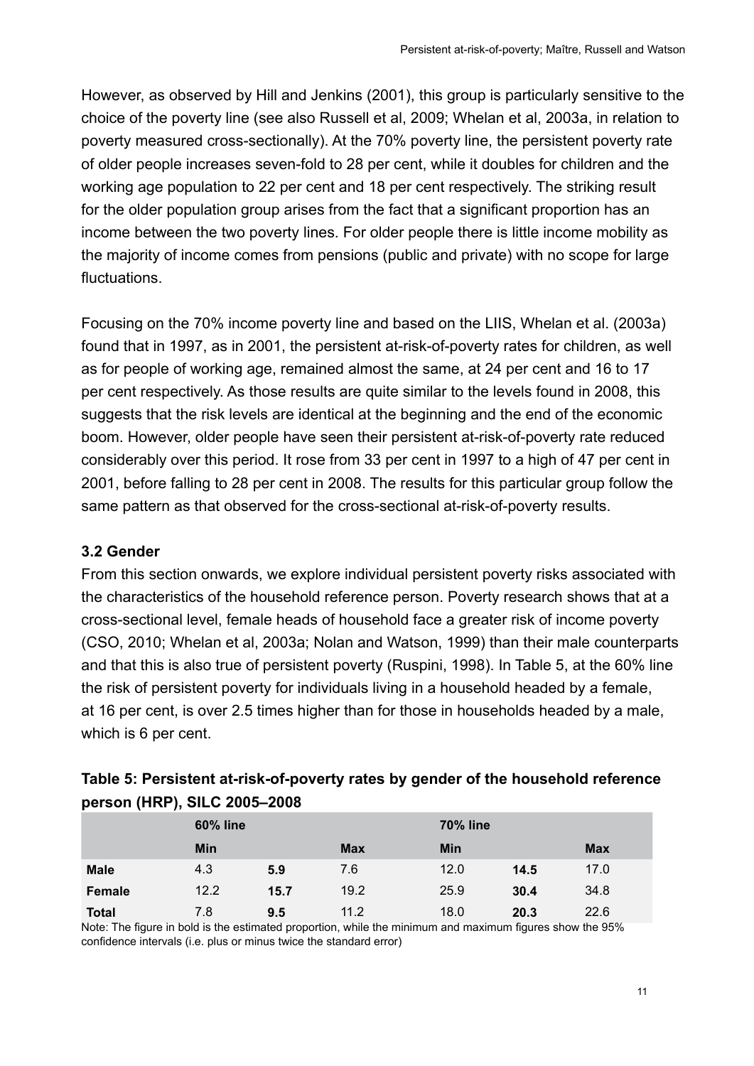However, as observed by Hill and Jenkins (2001), this group is particularly sensitive to the choice of the poverty line (see also Russell et al, 2009; Whelan et al, 2003a, in relation to poverty measured cross-sectionally). At the 70% poverty line, the persistent poverty rate of older people increases seven-fold to 28 per cent, while it doubles for children and the working age population to 22 per cent and 18 per cent respectively. The striking result for the older population group arises from the fact that a significant proportion has an income between the two poverty lines. For older people there is little income mobility as the majority of income comes from pensions (public and private) with no scope for large fluctuations.

Focusing on the 70% income poverty line and based on the LIIS, Whelan et al. (2003a) found that in 1997, as in 2001, the persistent at-risk-of-poverty rates for children, as well as for people of working age, remained almost the same, at 24 per cent and 16 to 17 per cent respectively. As those results are quite similar to the levels found in 2008, this suggests that the risk levels are identical at the beginning and the end of the economic boom. However, older people have seen their persistent at-risk-of-poverty rate reduced considerably over this period. It rose from 33 per cent in 1997 to a high of 47 per cent in 2001, before falling to 28 per cent in 2008. The results for this particular group follow the same pattern as that observed for the cross-sectional at-risk-of-poverty results.

### 3.2 Gender

From this section onwards, we explore individual persistent poverty risks associated with the characteristics of the household reference person. Poverty research shows that at a cross-sectional level, female heads of household face a greater risk of income poverty (CSO, 2010; Whelan et al, 2003a; Nolan and Watson, 1999) than their male counterparts and that this is also true of persistent poverty (Ruspini, 1998). In Table 5, at the 60% line the risk of persistent poverty for individuals living in a household headed by a female, at 16 per cent, is over 2.5 times higher than for those in households headed by a male, which is 6 per cent.

**Table 5: Persistent at-risk-of-poverty rates by gender of the household reference person (HRP), SILC 2005–2008**

| | 60% line | | | 70% line | | |
|---|---|---|---|---|---|---|
| | Min | | Max | Min | | Max |
| **Male** | 4.3 | **5.9** | 7.6 | 12.0 | **14.5** | 17.0 |
| **Female** | 12.2 | **15.7** | 19.2 | 25.9 | **30.4** | 34.8 |
| **Total** | 7.8 | **9.5** | 11.2 | 18.0 | **20.3** | 22.6 |

Note: The figure in bold is the estimated proportion, while the minimum and maximum figures show the 95% confidence intervals (i.e. plus or minus twice the standard error)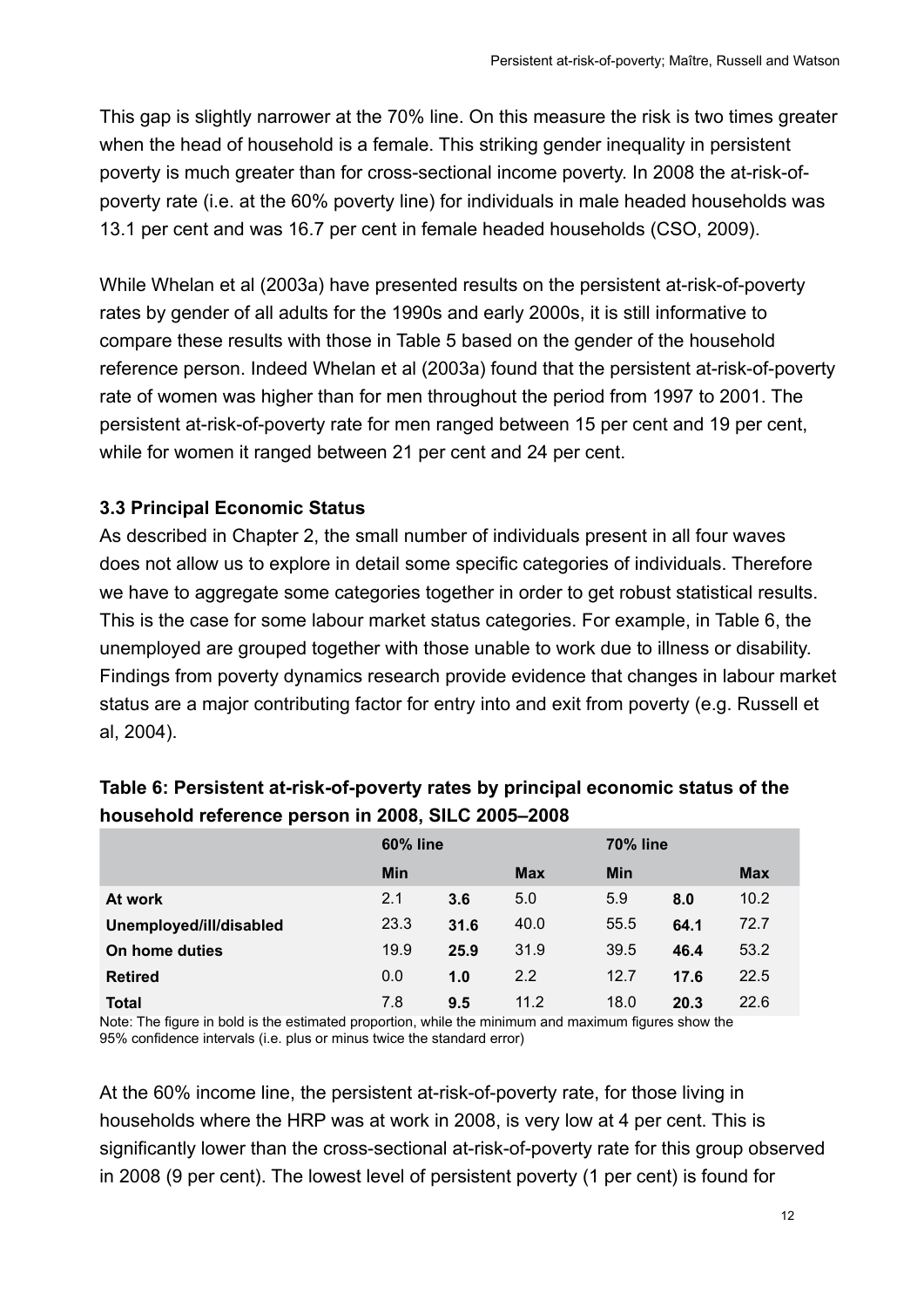This gap is slightly narrower at the 70% line. On this measure the risk is two times greater when the head of household is a female. This striking gender inequality in persistent poverty is much greater than for cross-sectional income poverty. In 2008 the at-risk-of-poverty rate (i.e. at the 60% poverty line) for individuals in male headed households was 13.1 per cent and was 16.7 per cent in female headed households (CSO, 2009).

While Whelan et al (2003a) have presented results on the persistent at-risk-of-poverty rates by gender of all adults for the 1990s and early 2000s, it is still informative to compare these results with those in Table 5 based on the gender of the household reference person. Indeed Whelan et al (2003a) found that the persistent at-risk-of-poverty rate of women was higher than for men throughout the period from 1997 to 2001. The persistent at-risk-of-poverty rate for men ranged between 15 per cent and 19 per cent, while for women it ranged between 21 per cent and 24 per cent.

### 3.3 Principal Economic Status

As described in Chapter 2, the small number of individuals present in all four waves does not allow us to explore in detail some specific categories of individuals. Therefore we have to aggregate some categories together in order to get robust statistical results. This is the case for some labour market status categories. For example, in Table 6, the unemployed are grouped together with those unable to work due to illness or disability. Findings from poverty dynamics research provide evidence that changes in labour market status are a major contributing factor for entry into and exit from poverty (e.g. Russell et al, 2004).

**Table 6: Persistent at-risk-of-poverty rates by principal economic status of the household reference person in 2008, SILC 2005–2008**

| | 60% line | | | 70% line | | |
|---|---|---|---|---|---|---|
| | Min | | Max | Min | | Max |
| **At work** | 2.1 | **3.6** | 5.0 | 5.9 | **8.0** | 10.2 |
| **Unemployed/ill/disabled** | 23.3 | **31.6** | 40.0 | 55.5 | **64.1** | 72.7 |
| **On home duties** | 19.9 | **25.9** | 31.9 | 39.5 | **46.4** | 53.2 |
| **Retired** | 0.0 | **1.0** | 2.2 | 12.7 | **17.6** | 22.5 |
| **Total** | 7.8 | **9.5** | 11.2 | 18.0 | **20.3** | 22.6 |

Note: The figure in bold is the estimated proportion, while the minimum and maximum figures show the 95% confidence intervals (i.e. plus or minus twice the standard error)

At the 60% income line, the persistent at-risk-of-poverty rate, for those living in households where the HRP was at work in 2008, is very low at 4 per cent. This is significantly lower than the cross-sectional at-risk-of-poverty rate for this group observed in 2008 (9 per cent). The lowest level of persistent poverty (1 per cent) is found for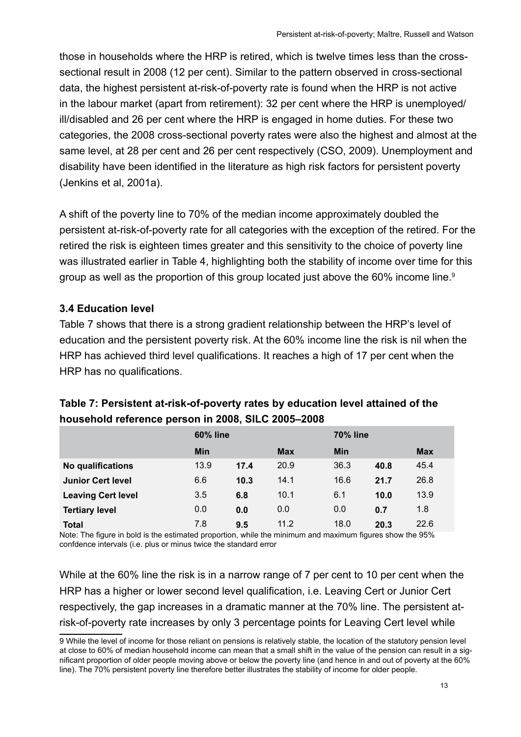those in households where the HRP is retired, which is twelve times less than the cross-sectional result in 2008 (12 per cent). Similar to the pattern observed in cross-sectional data, the highest persistent at-risk-of-poverty rate is found when the HRP is not active in the labour market (apart from retirement): 32 per cent where the HRP is unemployed/ill/disabled and 26 per cent where the HRP is engaged in home duties. For these two categories, the 2008 cross-sectional poverty rates were also the highest and almost at the same level, at 28 per cent and 26 per cent respectively (CSO, 2009). Unemployment and disability have been identified in the literature as high risk factors for persistent poverty (Jenkins et al, 2001a).

A shift of the poverty line to 70% of the median income approximately doubled the persistent at-risk-of-poverty rate for all categories with the exception of the retired. For the retired the risk is eighteen times greater and this sensitivity to the choice of poverty line was illustrated earlier in Table 4, highlighting both the stability of income over time for this group as well as the proportion of this group located just above the 60% income line.[9]

### 3.4 Education level

Table 7 shows that there is a strong gradient relationship between the HRP's level of education and the persistent poverty risk. At the 60% income line the risk is nil when the HRP has achieved third level qualifications. It reaches a high of 17 per cent when the HRP has no qualifications.

**Table 7: Persistent at-risk-of-poverty rates by education level attained of the household reference person in 2008, SILC 2005–2008**

| | 60% line | | | 70% line | | |
|---|---|---|---|---|---|---|
| | Min | | Max | Min | | Max |
| **No qualifications** | 13.9 | **17.4** | 20.9 | 36.3 | **40.8** | 45.4 |
| **Junior Cert level** | 6.6 | **10.3** | 14.1 | 16.6 | **21.7** | 26.8 |
| **Leaving Cert level** | 3.5 | **6.8** | 10.1 | 6.1 | **10.0** | 13.9 |
| **Tertiary level** | 0.0 | **0.0** | 0.0 | 0.0 | **0.7** | 1.8 |
| **Total** | 7.8 | **9.5** | 11.2 | 18.0 | **20.3** | 22.6 |

Note: The figure in bold is the estimated proportion, while the minimum and maximum figures show the 95% confdence intervals (i.e. plus or minus twice the standard error

While at the 60% line the risk is in a narrow range of 7 per cent to 10 per cent when the HRP has a higher or lower second level qualification, i.e. Leaving Cert or Junior Cert respectively, the gap increases in a dramatic manner at the 70% line. The persistent at-risk-of-poverty rate increases by only 3 percentage points for Leaving Cert level while

---

9 While the level of income for those reliant on pensions is relatively stable, the location of the statutory pension level at close to 60% of median household income can mean that a small shift in the value of the pension can result in a significant proportion of older people moving above or below the poverty line (and hence in and out of poverty at the 60% line). The 70% persistent poverty line therefore better illustrates the stability of income for older people.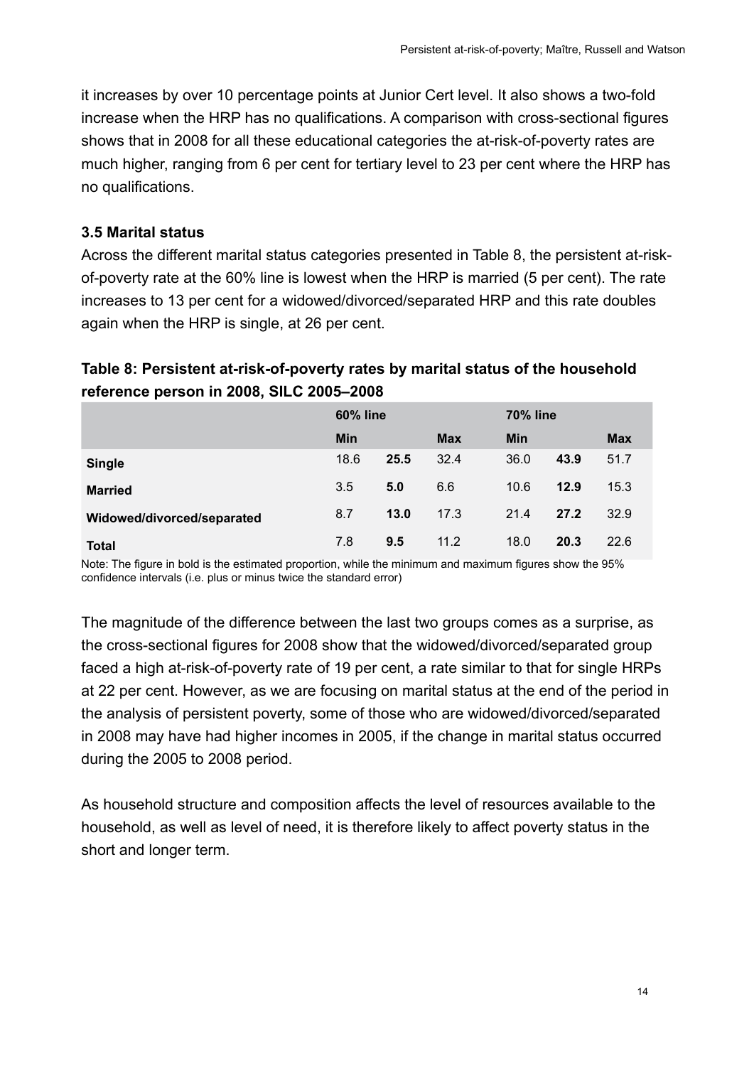it increases by over 10 percentage points at Junior Cert level. It also shows a two-fold increase when the HRP has no qualifications. A comparison with cross-sectional figures shows that in 2008 for all these educational categories the at-risk-of-poverty rates are much higher, ranging from 6 per cent for tertiary level to 23 per cent where the HRP has no qualifications.

### 3.5 Marital status

Across the different marital status categories presented in Table 8, the persistent at-risk-of-poverty rate at the 60% line is lowest when the HRP is married (5 per cent). The rate increases to 13 per cent for a widowed/divorced/separated HRP and this rate doubles again when the HRP is single, at 26 per cent.

**Table 8: Persistent at-risk-of-poverty rates by marital status of the household reference person in 2008, SILC 2005–2008**

| | 60% line | | | 70% line | | |
|---|---|---|---|---|---|---|
| | Min | | Max | Min | | Max |
| **Single** | 18.6 | **25.5** | 32.4 | 36.0 | **43.9** | 51.7 |
| **Married** | 3.5 | **5.0** | 6.6 | 10.6 | **12.9** | 15.3 |
| **Widowed/divorced/separated** | 8.7 | **13.0** | 17.3 | 21.4 | **27.2** | 32.9 |
| **Total** | 7.8 | **9.5** | 11.2 | 18.0 | **20.3** | 22.6 |

Note: The figure in bold is the estimated proportion, while the minimum and maximum figures show the 95% confidence intervals (i.e. plus or minus twice the standard error)

The magnitude of the difference between the last two groups comes as a surprise, as the cross-sectional figures for 2008 show that the widowed/divorced/separated group faced a high at-risk-of-poverty rate of 19 per cent, a rate similar to that for single HRPs at 22 per cent. However, as we are focusing on marital status at the end of the period in the analysis of persistent poverty, some of those who are widowed/divorced/separated in 2008 may have had higher incomes in 2005, if the change in marital status occurred during the 2005 to 2008 period.

As household structure and composition affects the level of resources available to the household, as well as level of need, it is therefore likely to affect poverty status in the short and longer term.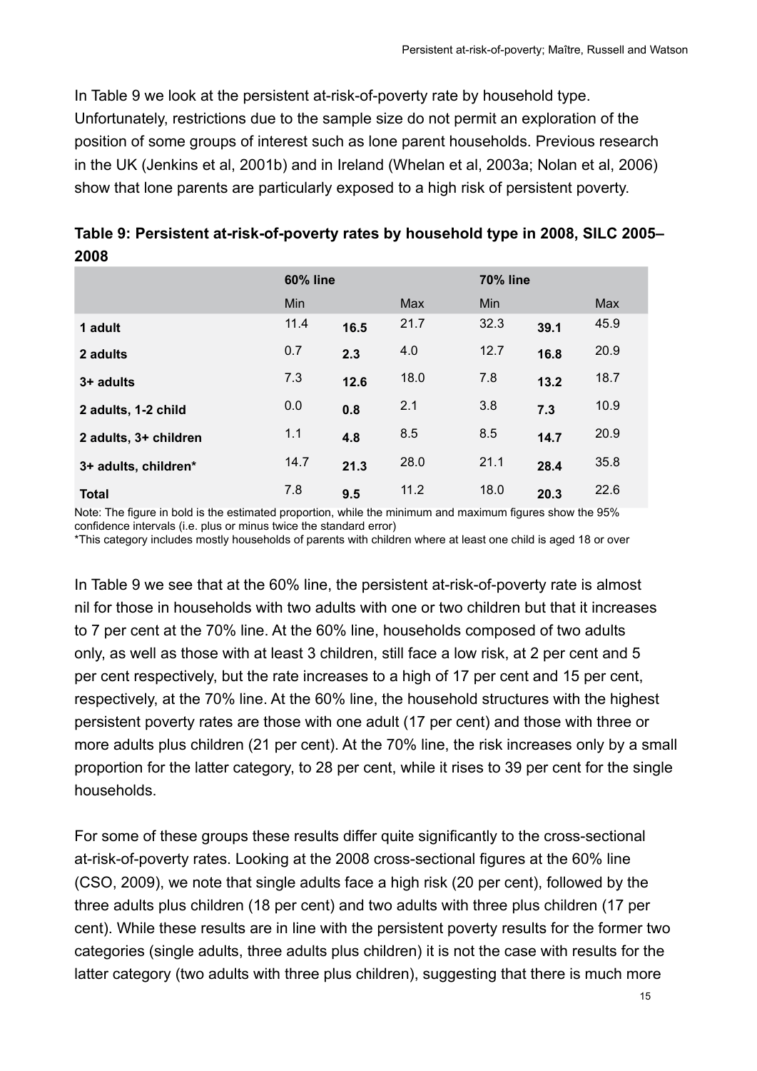In Table 9 we look at the persistent at-risk-of-poverty rate by household type. Unfortunately, restrictions due to the sample size do not permit an exploration of the position of some groups of interest such as lone parent households. Previous research in the UK (Jenkins et al, 2001b) and in Ireland (Whelan et al, 2003a; Nolan et al, 2006) show that lone parents are particularly exposed to a high risk of persistent poverty.

**Table 9: Persistent at-risk-of-poverty rates by household type in 2008, SILC 2005–2008**

| | 60% line | | | 70% line | | |
|---|---|---|---|---|---|---|
| | Min | | Max | Min | | Max |
| **1 adult** | 11.4 | **16.5** | 21.7 | 32.3 | **39.1** | 45.9 |
| **2 adults** | 0.7 | **2.3** | 4.0 | 12.7 | **16.8** | 20.9 |
| **3+ adults** | 7.3 | **12.6** | 18.0 | 7.8 | **13.2** | 18.7 |
| **2 adults, 1-2 child** | 0.0 | **0.8** | 2.1 | 3.8 | **7.3** | 10.9 |
| **2 adults, 3+ children** | 1.1 | **4.8** | 8.5 | 8.5 | **14.7** | 20.9 |
| **3+ adults, children*** | 14.7 | **21.3** | 28.0 | 21.1 | **28.4** | 35.8 |
| **Total** | 7.8 | **9.5** | 11.2 | 18.0 | **20.3** | 22.6 |

Note: The figure in bold is the estimated proportion, while the minimum and maximum figures show the 95% confidence intervals (i.e. plus or minus twice the standard error)
*This category includes mostly households of parents with children where at least one child is aged 18 or over

In Table 9 we see that at the 60% line, the persistent at-risk-of-poverty rate is almost nil for those in households with two adults with one or two children but that it increases to 7 per cent at the 70% line. At the 60% line, households composed of two adults only, as well as those with at least 3 children, still face a low risk, at 2 per cent and 5 per cent respectively, but the rate increases to a high of 17 per cent and 15 per cent, respectively, at the 70% line. At the 60% line, the household structures with the highest persistent poverty rates are those with one adult (17 per cent) and those with three or more adults plus children (21 per cent). At the 70% line, the risk increases only by a small proportion for the latter category, to 28 per cent, while it rises to 39 per cent for the single households.

For some of these groups these results differ quite significantly to the cross-sectional at-risk-of-poverty rates. Looking at the 2008 cross-sectional figures at the 60% line (CSO, 2009), we note that single adults face a high risk (20 per cent), followed by the three adults plus children (18 per cent) and two adults with three plus children (17 per cent). While these results are in line with the persistent poverty results for the former two categories (single adults, three adults plus children) it is not the case with results for the latter category (two adults with three plus children), suggesting that there is much more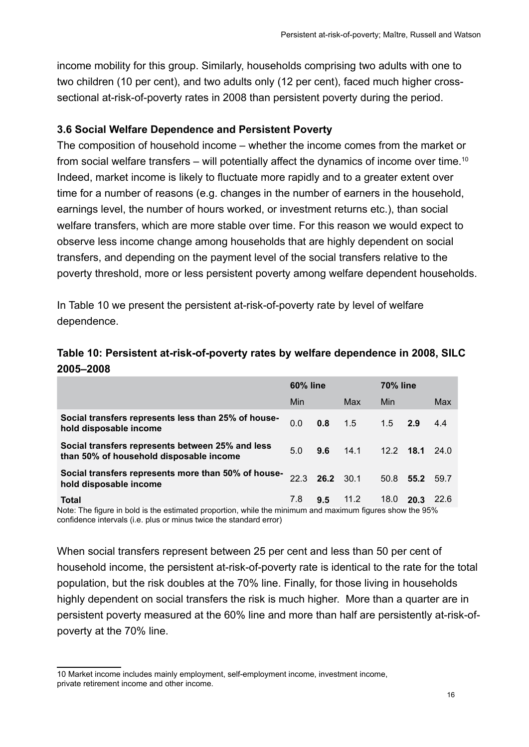income mobility for this group. Similarly, households comprising two adults with one to two children (10 per cent), and two adults only (12 per cent), faced much higher cross-sectional at-risk-of-poverty rates in 2008 than persistent poverty during the period.

### 3.6 Social Welfare Dependence and Persistent Poverty

The composition of household income – whether the income comes from the market or from social welfare transfers – will potentially affect the dynamics of income over time.[10] Indeed, market income is likely to fluctuate more rapidly and to a greater extent over time for a number of reasons (e.g. changes in the number of earners in the household, earnings level, the number of hours worked, or investment returns etc.), than social welfare transfers, which are more stable over time. For this reason we would expect to observe less income change among households that are highly dependent on social transfers, and depending on the payment level of the social transfers relative to the poverty threshold, more or less persistent poverty among welfare dependent households.

In Table 10 we present the persistent at-risk-of-poverty rate by level of welfare dependence.

**Table 10: Persistent at-risk-of-poverty rates by welfare dependence in 2008, SILC 2005–2008**

| | 60% line | | | 70% line | | |
|---|---|---|---|---|---|---|
| | Min | | Max | Min | | Max |
| **Social transfers represents less than 25% of household disposable income** | 0.0 | **0.8** | 1.5 | 1.5 | **2.9** | 4.4 |
| **Social transfers represents between 25% and less than 50% of household disposable income** | 5.0 | **9.6** | 14.1 | 12.2 | **18.1** | 24.0 |
| **Social transfers represents more than 50% of household disposable income** | 22.3 | **26.2** | 30.1 | 50.8 | **55.2** | 59.7 |
| **Total** | 7.8 | **9.5** | 11.2 | 18.0 | **20.3** | 22.6 |

Note: The figure in bold is the estimated proportion, while the minimum and maximum figures show the 95% confidence intervals (i.e. plus or minus twice the standard error)

When social transfers represent between 25 per cent and less than 50 per cent of household income, the persistent at-risk-of-poverty rate is identical to the rate for the total population, but the risk doubles at the 70% line. Finally, for those living in households highly dependent on social transfers the risk is much higher. More than a quarter are in persistent poverty measured at the 60% line and more than half are persistently at-risk-of-poverty at the 70% line.

10 Market income includes mainly employment, self-employment income, investment income, private retirement income and other income.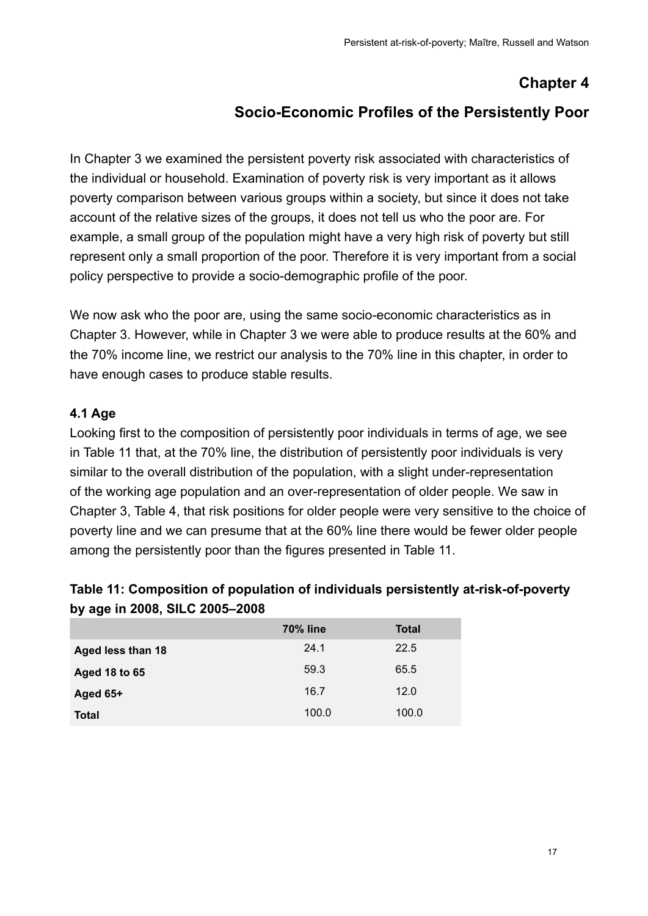# Chapter 4

## Socio-Economic Profiles of the Persistently Poor

In Chapter 3 we examined the persistent poverty risk associated with characteristics of the individual or household. Examination of poverty risk is very important as it allows poverty comparison between various groups within a society, but since it does not take account of the relative sizes of the groups, it does not tell us who the poor are. For example, a small group of the population might have a very high risk of poverty but still represent only a small proportion of the poor. Therefore it is very important from a social policy perspective to provide a socio-demographic profile of the poor.

We now ask who the poor are, using the same socio-economic characteristics as in Chapter 3. However, while in Chapter 3 we were able to produce results at the 60% and the 70% income line, we restrict our analysis to the 70% line in this chapter, in order to have enough cases to produce stable results.

### 4.1 Age

Looking first to the composition of persistently poor individuals in terms of age, we see in Table 11 that, at the 70% line, the distribution of persistently poor individuals is very similar to the overall distribution of the population, with a slight under-representation of the working age population and an over-representation of older people. We saw in Chapter 3, Table 4, that risk positions for older people were very sensitive to the choice of poverty line and we can presume that at the 60% line there would be fewer older people among the persistently poor than the figures presented in Table 11.

**Table 11: Composition of population of individuals persistently at-risk-of-poverty by age in 2008, SILC 2005–2008**

| | 70% line | Total |
|---|---|---|
| **Aged less than 18** | 24.1 | 22.5 |
| **Aged 18 to 65** | 59.3 | 65.5 |
| **Aged 65+** | 16.7 | 12.0 |
| **Total** | 100.0 | 100.0 |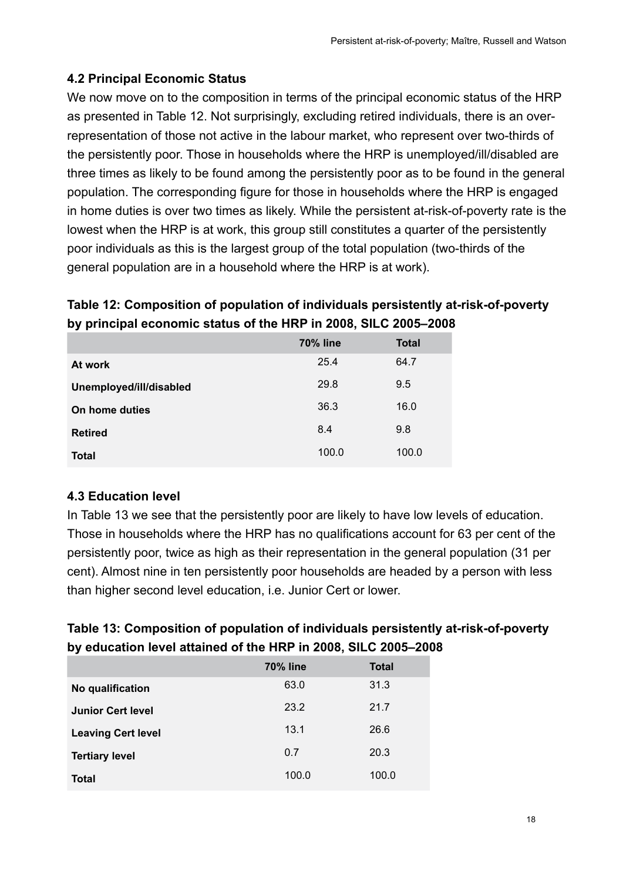### 4.2 Principal Economic Status

We now move on to the composition in terms of the principal economic status of the HRP as presented in Table 12. Not surprisingly, excluding retired individuals, there is an over-representation of those not active in the labour market, who represent over two-thirds of the persistently poor. Those in households where the HRP is unemployed/ill/disabled are three times as likely to be found among the persistently poor as to be found in the general population. The corresponding figure for those in households where the HRP is engaged in home duties is over two times as likely. While the persistent at-risk-of-poverty rate is the lowest when the HRP is at work, this group still constitutes a quarter of the persistently poor individuals as this is the largest group of the total population (two-thirds of the general population are in a household where the HRP is at work).

**Table 12: Composition of population of individuals persistently at-risk-of-poverty by principal economic status of the HRP in 2008, SILC 2005–2008**

| | 70% line | Total |
|---|---|---|
| **At work** | 25.4 | 64.7 |
| **Unemployed/ill/disabled** | 29.8 | 9.5 |
| **On home duties** | 36.3 | 16.0 |
| **Retired** | 8.4 | 9.8 |
| **Total** | 100.0 | 100.0 |

### 4.3 Education level

In Table 13 we see that the persistently poor are likely to have low levels of education. Those in households where the HRP has no qualifications account for 63 per cent of the persistently poor, twice as high as their representation in the general population (31 per cent). Almost nine in ten persistently poor households are headed by a person with less than higher second level education, i.e. Junior Cert or lower.

**Table 13: Composition of population of individuals persistently at-risk-of-poverty by education level attained of the HRP in 2008, SILC 2005–2008**

| | 70% line | Total |
|---|---|---|
| **No qualification** | 63.0 | 31.3 |
| **Junior Cert level** | 23.2 | 21.7 |
| **Leaving Cert level** | 13.1 | 26.6 |
| **Tertiary level** | 0.7 | 20.3 |
| **Total** | 100.0 | 100.0 |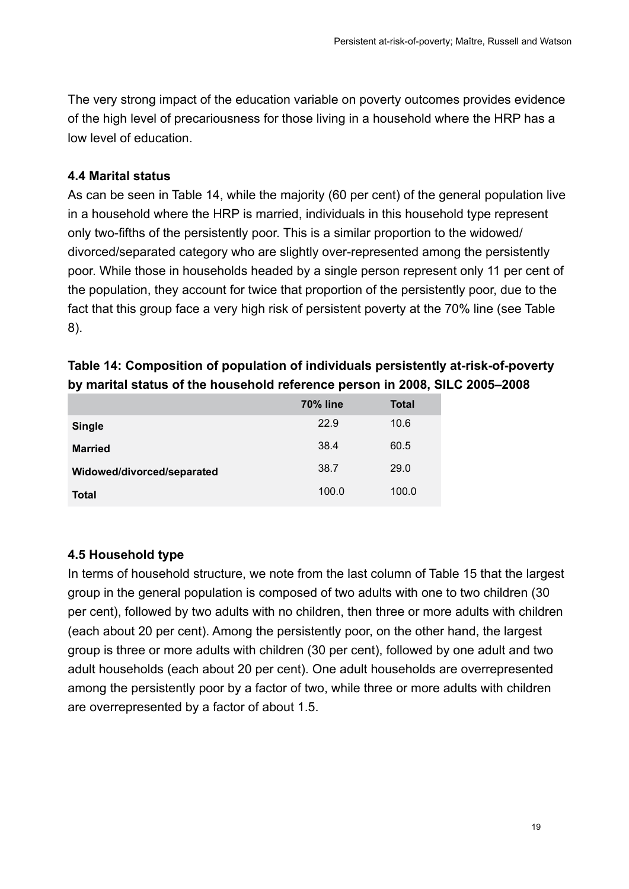The very strong impact of the education variable on poverty outcomes provides evidence of the high level of precariousness for those living in a household where the HRP has a low level of education.

### 4.4 Marital status

As can be seen in Table 14, while the majority (60 per cent) of the general population live in a household where the HRP is married, individuals in this household type represent only two-fifths of the persistently poor. This is a similar proportion to the widowed/divorced/separated category who are slightly over-represented among the persistently poor. While those in households headed by a single person represent only 11 per cent of the population, they account for twice that proportion of the persistently poor, due to the fact that this group face a very high risk of persistent poverty at the 70% line (see Table 8).

**Table 14: Composition of population of individuals persistently at-risk-of-poverty by marital status of the household reference person in 2008, SILC 2005–2008**

| | 70% line | Total |
|---|---|---|
| **Single** | 22.9 | 10.6 |
| **Married** | 38.4 | 60.5 |
| **Widowed/divorced/separated** | 38.7 | 29.0 |
| **Total** | 100.0 | 100.0 |

### 4.5 Household type

In terms of household structure, we note from the last column of Table 15 that the largest group in the general population is composed of two adults with one to two children (30 per cent), followed by two adults with no children, then three or more adults with children (each about 20 per cent). Among the persistently poor, on the other hand, the largest group is three or more adults with children (30 per cent), followed by one adult and two adult households (each about 20 per cent). One adult households are overrepresented among the persistently poor by a factor of two, while three or more adults with children are overrepresented by a factor of about 1.5.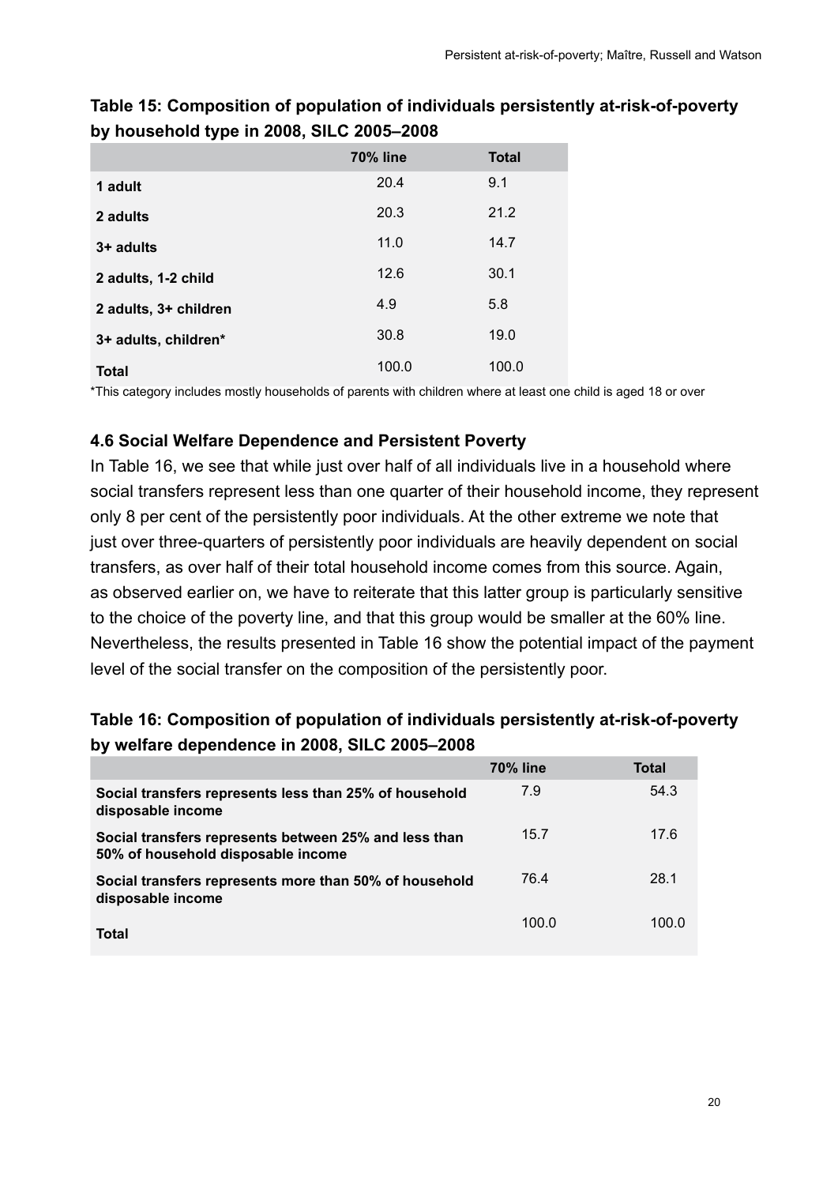**Table 15: Composition of population of individuals persistently at-risk-of-poverty by household type in 2008, SILC 2005–2008**

| | 70% line | Total |
|---|---|---|
| **1 adult** | 20.4 | 9.1 |
| **2 adults** | 20.3 | 21.2 |
| **3+ adults** | 11.0 | 14.7 |
| **2 adults, 1-2 child** | 12.6 | 30.1 |
| **2 adults, 3+ children** | 4.9 | 5.8 |
| **3+ adults, children*** | 30.8 | 19.0 |
| **Total** | 100.0 | 100.0 |

*This category includes mostly households of parents with children where at least one child is aged 18 or over

### 4.6 Social Welfare Dependence and Persistent Poverty

In Table 16, we see that while just over half of all individuals live in a household where social transfers represent less than one quarter of their household income, they represent only 8 per cent of the persistently poor individuals. At the other extreme we note that just over three-quarters of persistently poor individuals are heavily dependent on social transfers, as over half of their total household income comes from this source. Again, as observed earlier on, we have to reiterate that this latter group is particularly sensitive to the choice of the poverty line, and that this group would be smaller at the 60% line. Nevertheless, the results presented in Table 16 show the potential impact of the payment level of the social transfer on the composition of the persistently poor.

**Table 16: Composition of population of individuals persistently at-risk-of-poverty by welfare dependence in 2008, SILC 2005–2008**

| | 70% line | Total |
|---|---|---|
| **Social transfers represents less than 25% of household disposable income** | 7.9 | 54.3 |
| **Social transfers represents between 25% and less than 50% of household disposable income** | 15.7 | 17.6 |
| **Social transfers represents more than 50% of household disposable income** | 76.4 | 28.1 |
| **Total** | 100.0 | 100.0 |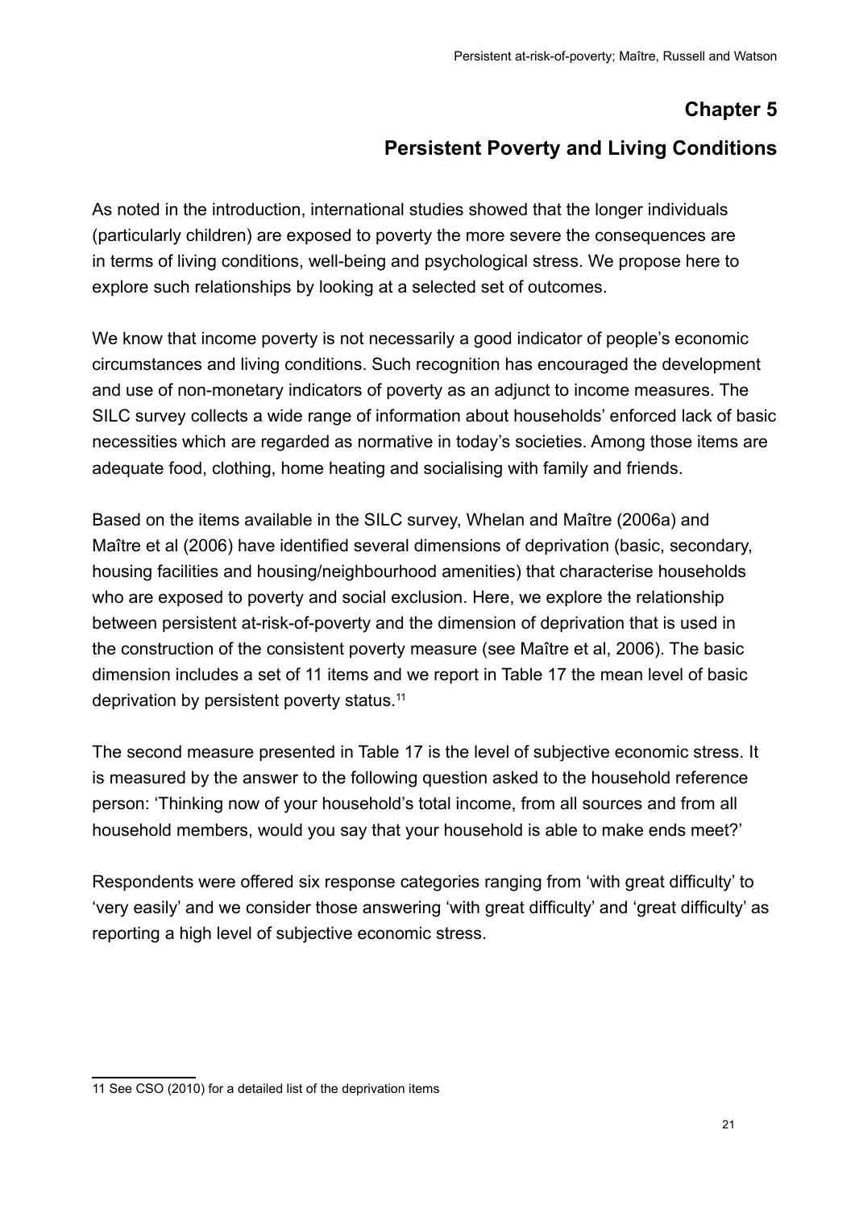# Chapter 5

# Persistent Poverty and Living Conditions

As noted in the introduction, international studies showed that the longer individuals (particularly children) are exposed to poverty the more severe the consequences are in terms of living conditions, well-being and psychological stress. We propose here to explore such relationships by looking at a selected set of outcomes.

We know that income poverty is not necessarily a good indicator of people's economic circumstances and living conditions. Such recognition has encouraged the development and use of non-monetary indicators of poverty as an adjunct to income measures. The SILC survey collects a wide range of information about households' enforced lack of basic necessities which are regarded as normative in today's societies. Among those items are adequate food, clothing, home heating and socialising with family and friends.

Based on the items available in the SILC survey, Whelan and Maître (2006a) and Maître et al (2006) have identified several dimensions of deprivation (basic, secondary, housing facilities and housing/neighbourhood amenities) that characterise households who are exposed to poverty and social exclusion. Here, we explore the relationship between persistent at-risk-of-poverty and the dimension of deprivation that is used in the construction of the consistent poverty measure (see Maître et al, 2006). The basic dimension includes a set of 11 items and we report in Table 17 the mean level of basic deprivation by persistent poverty status.[11]

The second measure presented in Table 17 is the level of subjective economic stress. It is measured by the answer to the following question asked to the household reference person: 'Thinking now of your household's total income, from all sources and from all household members, would you say that your household is able to make ends meet?'

Respondents were offered six response categories ranging from 'with great difficulty' to 'very easily' and we consider those answering 'with great difficulty' and 'great difficulty' as reporting a high level of subjective economic stress.

11 See CSO (2010) for a detailed list of the deprivation items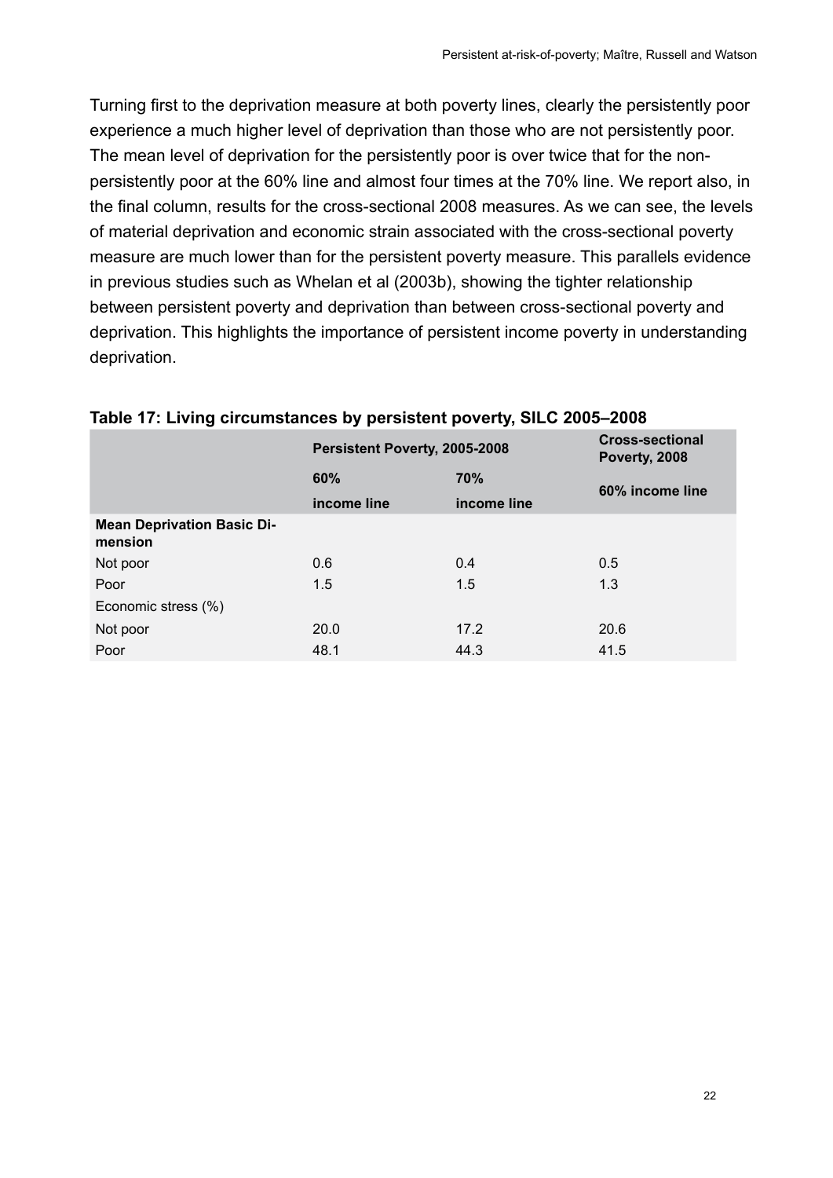Turning first to the deprivation measure at both poverty lines, clearly the persistently poor experience a much higher level of deprivation than those who are not persistently poor. The mean level of deprivation for the persistently poor is over twice that for the non-persistently poor at the 60% line and almost four times at the 70% line. We report also, in the final column, results for the cross-sectional 2008 measures. As we can see, the levels of material deprivation and economic strain associated with the cross-sectional poverty measure are much lower than for the persistent poverty measure. This parallels evidence in previous studies such as Whelan et al (2003b), showing the tighter relationship between persistent poverty and deprivation than between cross-sectional poverty and deprivation. This highlights the importance of persistent income poverty in understanding deprivation.

**Table 17: Living circumstances by persistent poverty, SILC 2005–2008**

| | Persistent Poverty, 2005-2008 | | Cross-sectional Poverty, 2008 |
|---|---|---|---|
| | 60% income line | 70% income line | 60% income line |
| **Mean Deprivation Basic Dimension** | | | |
| Not poor | 0.6 | 0.4 | 0.5 |
| Poor | 1.5 | 1.5 | 1.3 |
| Economic stress (%) | | | |
| Not poor | 20.0 | 17.2 | 20.6 |
| Poor | 48.1 | 44.3 | 41.5 |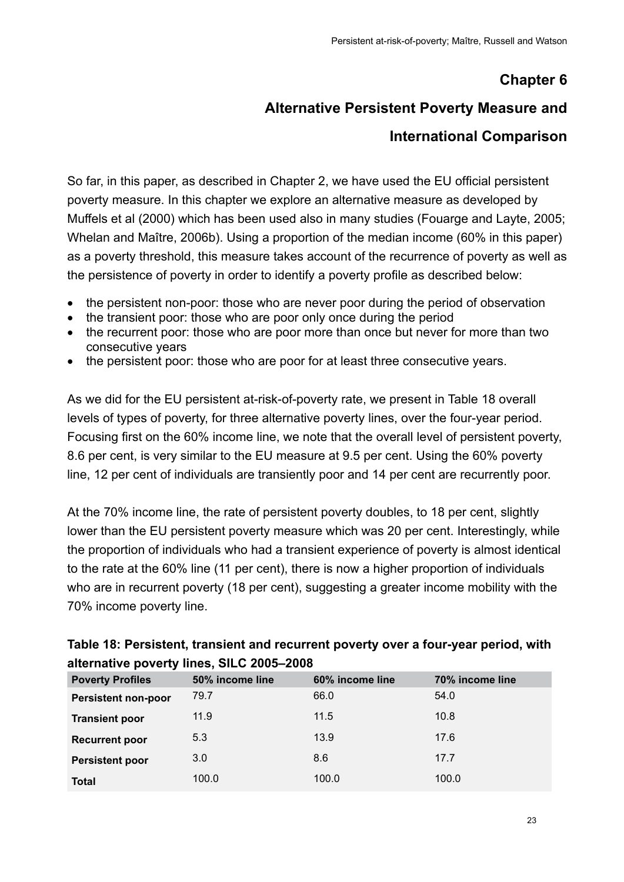# Chapter 6

# Alternative Persistent Poverty Measure and International Comparison

So far, in this paper, as described in Chapter 2, we have used the EU official persistent poverty measure. In this chapter we explore an alternative measure as developed by Muffels et al (2000) which has been used also in many studies (Fouarge and Layte, 2005; Whelan and Maître, 2006b). Using a proportion of the median income (60% in this paper) as a poverty threshold, this measure takes account of the recurrence of poverty as well as the persistence of poverty in order to identify a poverty profile as described below:

- the persistent non-poor: those who are never poor during the period of observation
- the transient poor: those who are poor only once during the period
- the recurrent poor: those who are poor more than once but never for more than two consecutive years
- the persistent poor: those who are poor for at least three consecutive years.

As we did for the EU persistent at-risk-of-poverty rate, we present in Table 18 overall levels of types of poverty, for three alternative poverty lines, over the four-year period. Focusing first on the 60% income line, we note that the overall level of persistent poverty, 8.6 per cent, is very similar to the EU measure at 9.5 per cent. Using the 60% poverty line, 12 per cent of individuals are transiently poor and 14 per cent are recurrently poor.

At the 70% income line, the rate of persistent poverty doubles, to 18 per cent, slightly lower than the EU persistent poverty measure which was 20 per cent. Interestingly, while the proportion of individuals who had a transient experience of poverty is almost identical to the rate at the 60% line (11 per cent), there is now a higher proportion of individuals who are in recurrent poverty (18 per cent), suggesting a greater income mobility with the 70% income poverty line.

**Table 18: Persistent, transient and recurrent poverty over a four-year period, with alternative poverty lines, SILC 2005–2008**

| Poverty Profiles | 50% income line | 60% income line | 70% income line |
|---|---|---|---|
| **Persistent non-poor** | 79.7 | 66.0 | 54.0 |
| **Transient poor** | 11.9 | 11.5 | 10.8 |
| **Recurrent poor** | 5.3 | 13.9 | 17.6 |
| **Persistent poor** | 3.0 | 8.6 | 17.7 |
| **Total** | 100.0 | 100.0 | 100.0 |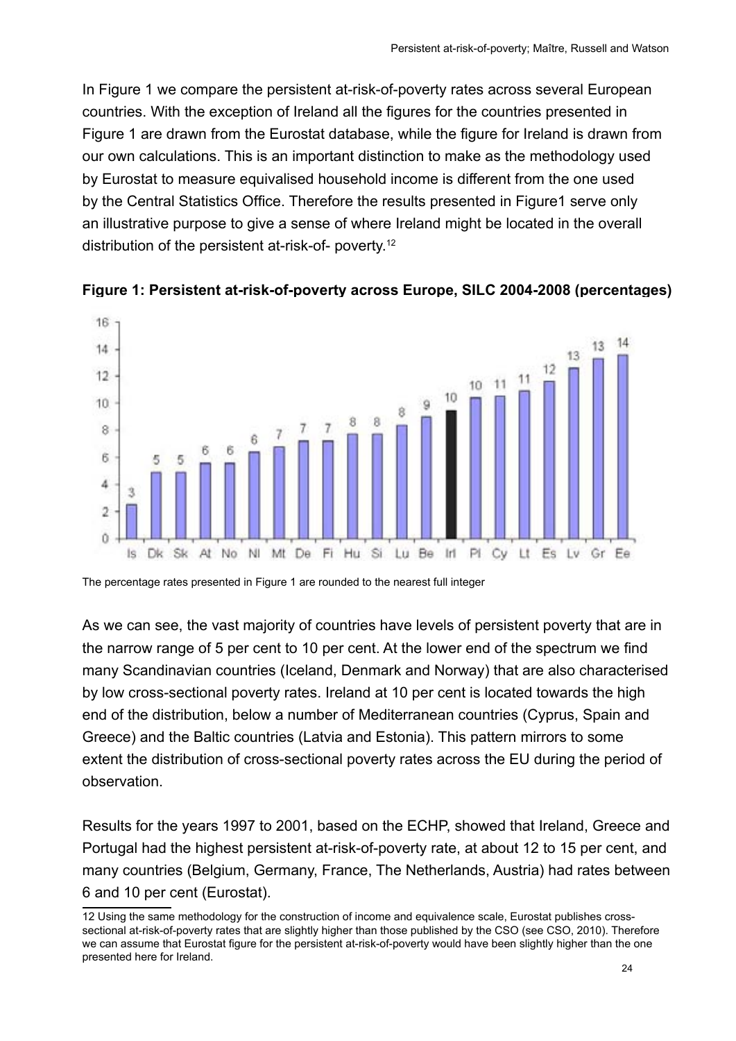In Figure 1 we compare the persistent at-risk-of-poverty rates across several European countries. With the exception of Ireland all the figures for the countries presented in Figure 1 are drawn from the Eurostat database, while the figure for Ireland is drawn from our own calculations. This is an important distinction to make as the methodology used by Eurostat to measure equivalised household income is different from the one used by the Central Statistics Office. Therefore the results presented in Figure1 serve only an illustrative purpose to give a sense of where Ireland might be located in the overall distribution of the persistent at-risk-of- poverty.[12]

**Figure 1: Persistent at-risk-of-poverty across Europe, SILC 2004-2008 (percentages)**

| Is | Dk | Sk | At | No | Nl | Mt | De | Fi | Hu | Si | Lu | Be | Irl | Pl | Cy | Lt | Es | Lv | Gr | Ee |
|---|---|---|---|---|---|---|---|---|---|---|---|---|---|---|---|---|---|---|---|---|
| 3 | 5 | 5 | 6 | 6 | 6 | 7 | 7 | 7 | 8 | 8 | 8 | 9 | 10 | 10 | 11 | 11 | 12 | 13 | 13 | 14 |

The percentage rates presented in Figure 1 are rounded to the nearest full integer

As we can see, the vast majority of countries have levels of persistent poverty that are in the narrow range of 5 per cent to 10 per cent. At the lower end of the spectrum we find many Scandinavian countries (Iceland, Denmark and Norway) that are also characterised by low cross-sectional poverty rates. Ireland at 10 per cent is located towards the high end of the distribution, below a number of Mediterranean countries (Cyprus, Spain and Greece) and the Baltic countries (Latvia and Estonia). This pattern mirrors to some extent the distribution of cross-sectional poverty rates across the EU during the period of observation.

Results for the years 1997 to 2001, based on the ECHP, showed that Ireland, Greece and Portugal had the highest persistent at-risk-of-poverty rate, at about 12 to 15 per cent, and many countries (Belgium, Germany, France, The Netherlands, Austria) had rates between 6 and 10 per cent (Eurostat).

12 Using the same methodology for the construction of income and equivalence scale, Eurostat publishes cross-sectional at-risk-of-poverty rates that are slightly higher than those published by the CSO (see CSO, 2010). Therefore we can assume that Eurostat figure for the persistent at-risk-of-poverty would have been slightly higher than the one presented here for Ireland.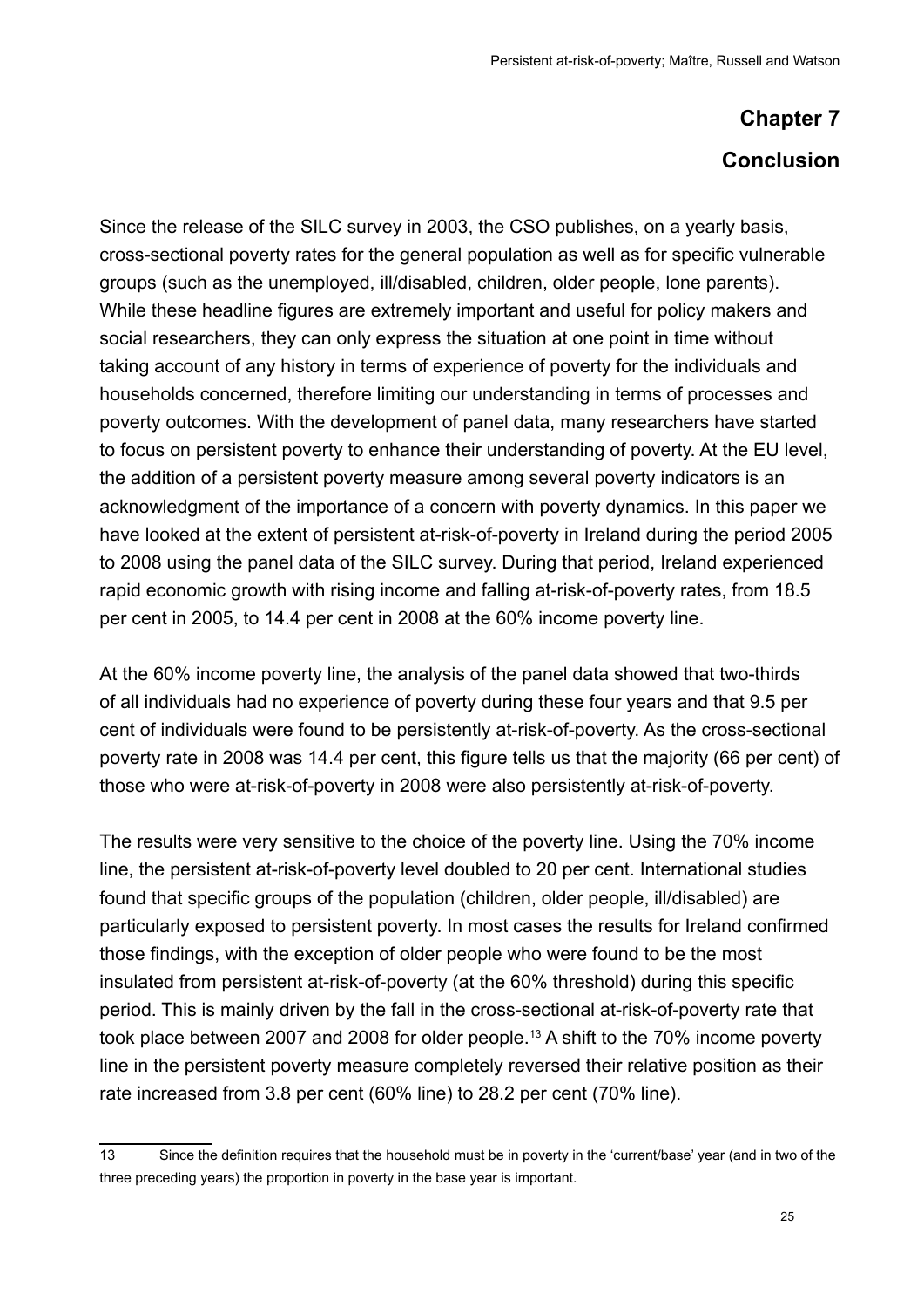# Chapter 7

# Conclusion

Since the release of the SILC survey in 2003, the CSO publishes, on a yearly basis, cross-sectional poverty rates for the general population as well as for specific vulnerable groups (such as the unemployed, ill/disabled, children, older people, lone parents). While these headline figures are extremely important and useful for policy makers and social researchers, they can only express the situation at one point in time without taking account of any history in terms of experience of poverty for the individuals and households concerned, therefore limiting our understanding in terms of processes and poverty outcomes. With the development of panel data, many researchers have started to focus on persistent poverty to enhance their understanding of poverty. At the EU level, the addition of a persistent poverty measure among several poverty indicators is an acknowledgment of the importance of a concern with poverty dynamics. In this paper we have looked at the extent of persistent at-risk-of-poverty in Ireland during the period 2005 to 2008 using the panel data of the SILC survey. During that period, Ireland experienced rapid economic growth with rising income and falling at-risk-of-poverty rates, from 18.5 per cent in 2005, to 14.4 per cent in 2008 at the 60% income poverty line.

At the 60% income poverty line, the analysis of the panel data showed that two-thirds of all individuals had no experience of poverty during these four years and that 9.5 per cent of individuals were found to be persistently at-risk-of-poverty. As the cross-sectional poverty rate in 2008 was 14.4 per cent, this figure tells us that the majority (66 per cent) of those who were at-risk-of-poverty in 2008 were also persistently at-risk-of-poverty.

The results were very sensitive to the choice of the poverty line. Using the 70% income line, the persistent at-risk-of-poverty level doubled to 20 per cent. International studies found that specific groups of the population (children, older people, ill/disabled) are particularly exposed to persistent poverty. In most cases the results for Ireland confirmed those findings, with the exception of older people who were found to be the most insulated from persistent at-risk-of-poverty (at the 60% threshold) during this specific period. This is mainly driven by the fall in the cross-sectional at-risk-of-poverty rate that took place between 2007 and 2008 for older people.[13] A shift to the 70% income poverty line in the persistent poverty measure completely reversed their relative position as their rate increased from 3.8 per cent (60% line) to 28.2 per cent (70% line).

---

13 Since the definition requires that the household must be in poverty in the 'current/base' year (and in two of the three preceding years) the proportion in poverty in the base year is important.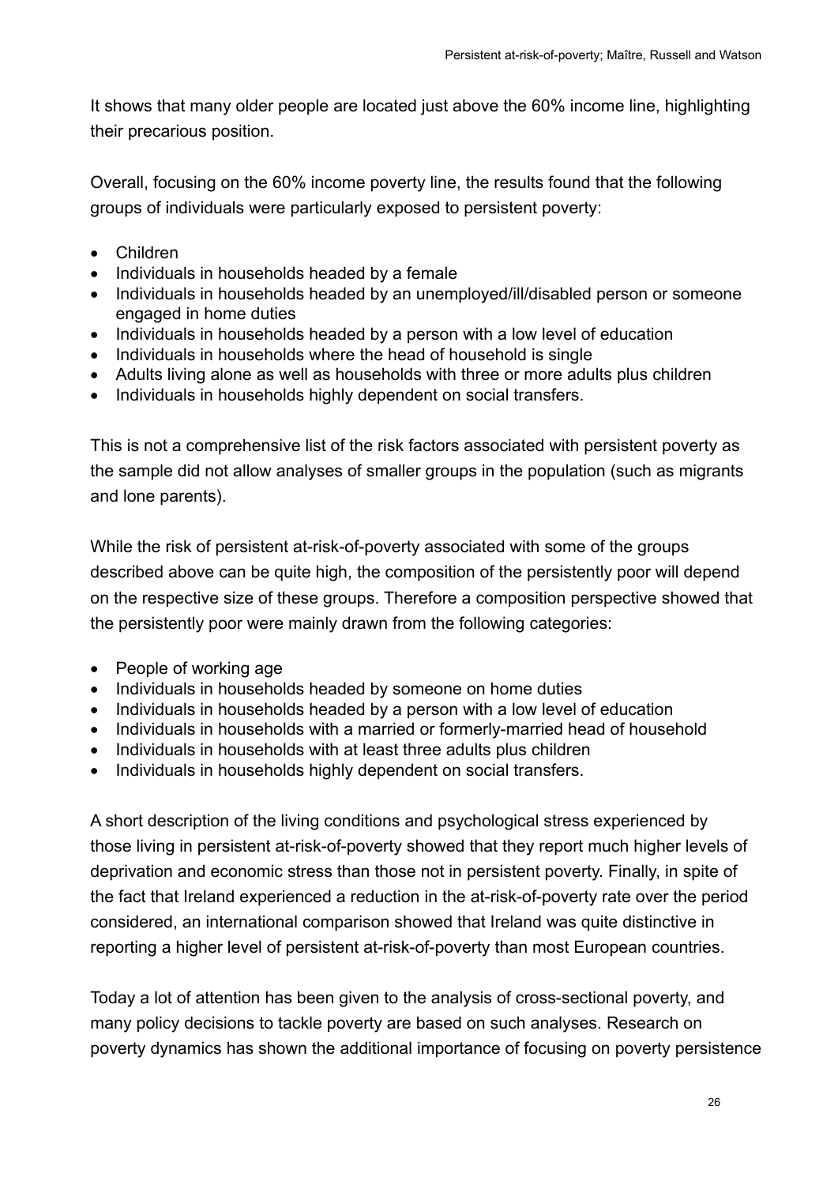It shows that many older people are located just above the 60% income line, highlighting their precarious position.

Overall, focusing on the 60% income poverty line, the results found that the following groups of individuals were particularly exposed to persistent poverty:

- Children
- Individuals in households headed by a female
- Individuals in households headed by an unemployed/ill/disabled person or someone engaged in home duties
- Individuals in households headed by a person with a low level of education
- Individuals in households where the head of household is single
- Adults living alone as well as households with three or more adults plus children
- Individuals in households highly dependent on social transfers.

This is not a comprehensive list of the risk factors associated with persistent poverty as the sample did not allow analyses of smaller groups in the population (such as migrants and lone parents).

While the risk of persistent at-risk-of-poverty associated with some of the groups described above can be quite high, the composition of the persistently poor will depend on the respective size of these groups. Therefore a composition perspective showed that the persistently poor were mainly drawn from the following categories:

- People of working age
- Individuals in households headed by someone on home duties
- Individuals in households headed by a person with a low level of education
- Individuals in households with a married or formerly-married head of household
- Individuals in households with at least three adults plus children
- Individuals in households highly dependent on social transfers.

A short description of the living conditions and psychological stress experienced by those living in persistent at-risk-of-poverty showed that they report much higher levels of deprivation and economic stress than those not in persistent poverty. Finally, in spite of the fact that Ireland experienced a reduction in the at-risk-of-poverty rate over the period considered, an international comparison showed that Ireland was quite distinctive in reporting a higher level of persistent at-risk-of-poverty than most European countries.

Today a lot of attention has been given to the analysis of cross-sectional poverty, and many policy decisions to tackle poverty are based on such analyses. Research on poverty dynamics has shown the additional importance of focusing on poverty persistence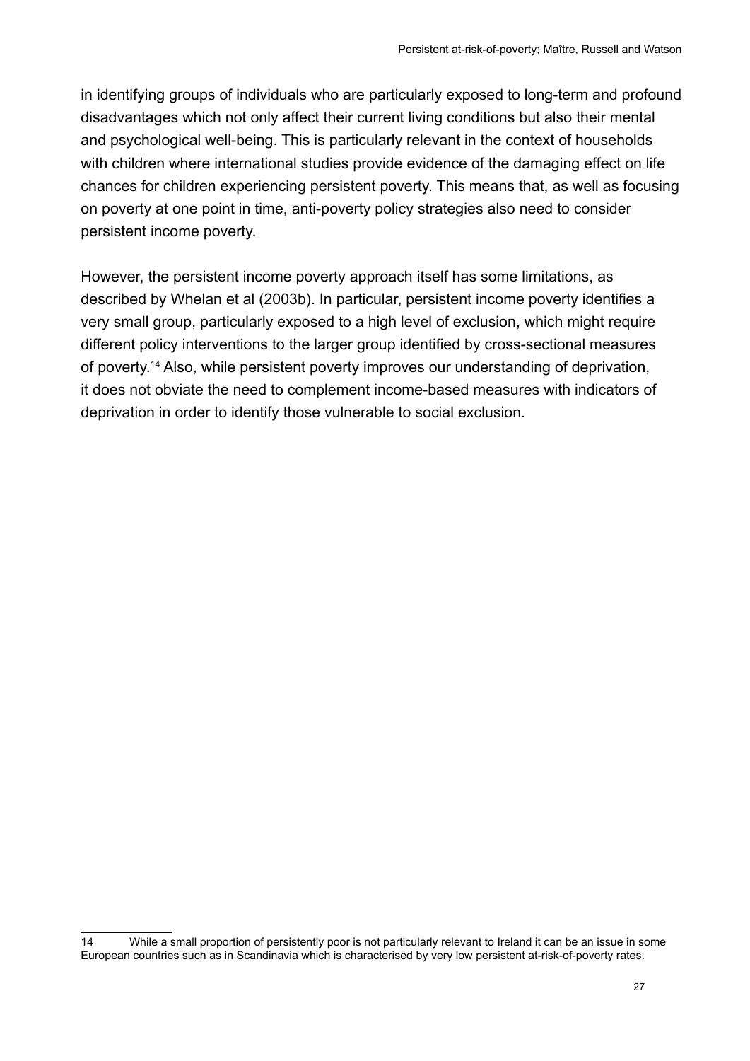in identifying groups of individuals who are particularly exposed to long-term and profound disadvantages which not only affect their current living conditions but also their mental and psychological well-being. This is particularly relevant in the context of households with children where international studies provide evidence of the damaging effect on life chances for children experiencing persistent poverty. This means that, as well as focusing on poverty at one point in time, anti-poverty policy strategies also need to consider persistent income poverty.

However, the persistent income poverty approach itself has some limitations, as described by Whelan et al (2003b). In particular, persistent income poverty identifies a very small group, particularly exposed to a high level of exclusion, which might require different policy interventions to the larger group identified by cross-sectional measures of poverty.[14] Also, while persistent poverty improves our understanding of deprivation, it does not obviate the need to complement income-based measures with indicators of deprivation in order to identify those vulnerable to social exclusion.

---

14 While a small proportion of persistently poor is not particularly relevant to Ireland it can be an issue in some European countries such as in Scandinavia which is characterised by very low persistent at-risk-of-poverty rates.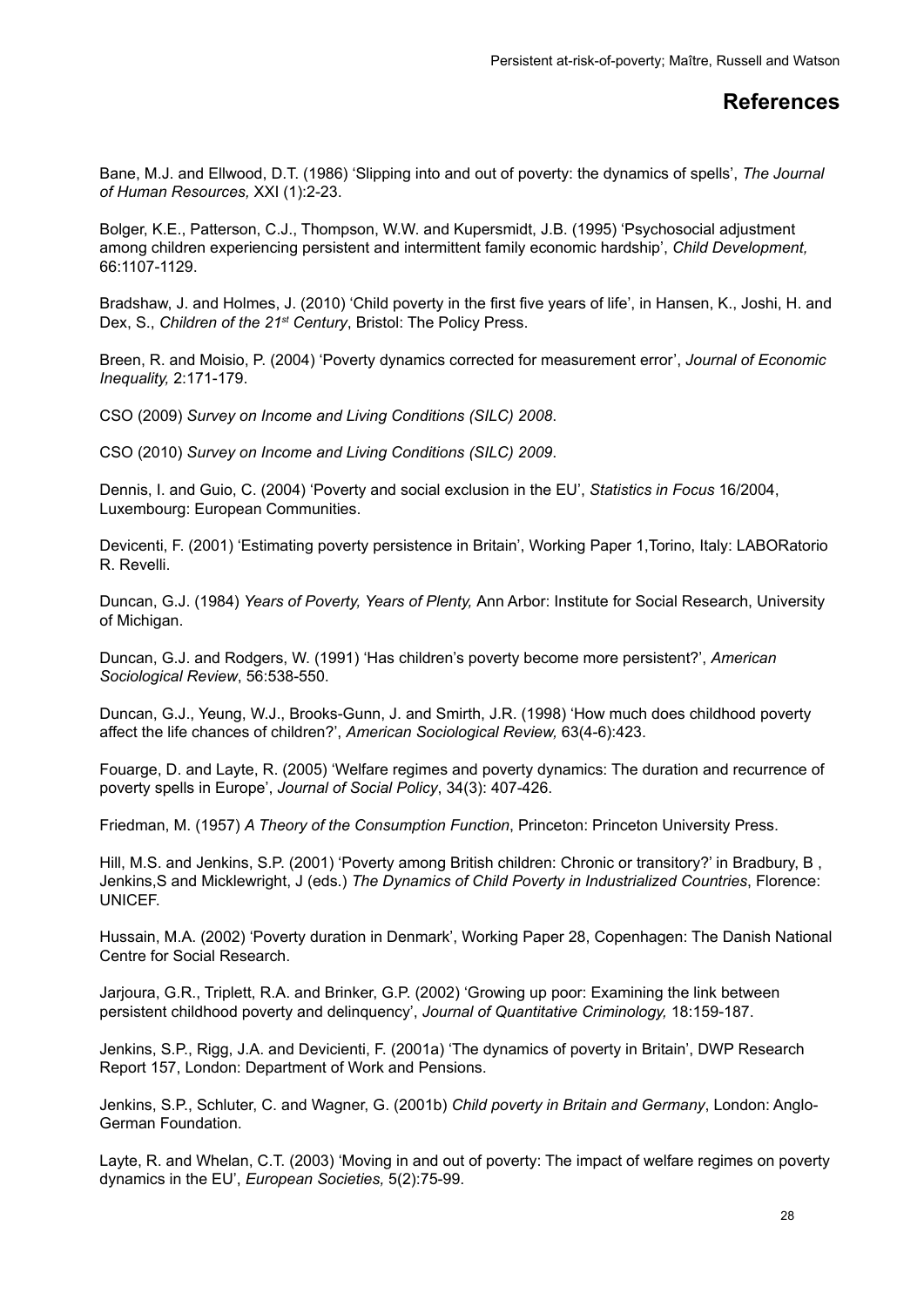# References

Bane, M.J. and Ellwood, D.T. (1986) 'Slipping into and out of poverty: the dynamics of spells', *The Journal of Human Resources,* XXI (1):2-23.

Bolger, K.E., Patterson, C.J., Thompson, W.W. and Kupersmidt, J.B. (1995) 'Psychosocial adjustment among children experiencing persistent and intermittent family economic hardship', *Child Development,* 66:1107-1129.

Bradshaw, J. and Holmes, J. (2010) 'Child poverty in the first five years of life', in Hansen, K., Joshi, H. and Dex, S., *Children of the 21st Century*, Bristol: The Policy Press.

Breen, R. and Moisio, P. (2004) 'Poverty dynamics corrected for measurement error', *Journal of Economic Inequality,* 2:171-179.

CSO (2009) *Survey on Income and Living Conditions (SILC) 2008*.

CSO (2010) *Survey on Income and Living Conditions (SILC) 2009*.

Dennis, I. and Guio, C. (2004) 'Poverty and social exclusion in the EU', *Statistics in Focus* 16/2004, Luxembourg: European Communities.

Devicenti, F. (2001) 'Estimating poverty persistence in Britain', Working Paper 1,Torino, Italy: LABORatorio R. Revelli.

Duncan, G.J. (1984) *Years of Poverty, Years of Plenty,* Ann Arbor: Institute for Social Research, University of Michigan.

Duncan, G.J. and Rodgers, W. (1991) 'Has children's poverty become more persistent?', *American Sociological Review*, 56:538-550.

Duncan, G.J., Yeung, W.J., Brooks-Gunn, J. and Smirth, J.R. (1998) 'How much does childhood poverty affect the life chances of children?', *American Sociological Review,* 63(4-6):423.

Fouarge, D. and Layte, R. (2005) 'Welfare regimes and poverty dynamics: The duration and recurrence of poverty spells in Europe', *Journal of Social Policy*, 34(3): 407-426.

Friedman, M. (1957) *A Theory of the Consumption Function*, Princeton: Princeton University Press.

Hill, M.S. and Jenkins, S.P. (2001) 'Poverty among British children: Chronic or transitory?' in Bradbury, B , Jenkins,S and Micklewright, J (eds.) *The Dynamics of Child Poverty in Industrialized Countries*, Florence: UNICEF.

Hussain, M.A. (2002) 'Poverty duration in Denmark', Working Paper 28, Copenhagen: The Danish National Centre for Social Research.

Jarjoura, G.R., Triplett, R.A. and Brinker, G.P. (2002) 'Growing up poor: Examining the link between persistent childhood poverty and delinquency', *Journal of Quantitative Criminology,* 18:159-187.

Jenkins, S.P., Rigg, J.A. and Devicienti, F. (2001a) 'The dynamics of poverty in Britain', DWP Research Report 157, London: Department of Work and Pensions.

Jenkins, S.P., Schluter, C. and Wagner, G. (2001b) *Child poverty in Britain and Germany*, London: Anglo-German Foundation.

Layte, R. and Whelan, C.T. (2003) 'Moving in and out of poverty: The impact of welfare regimes on poverty dynamics in the EU', *European Societies,* 5(2):75-99.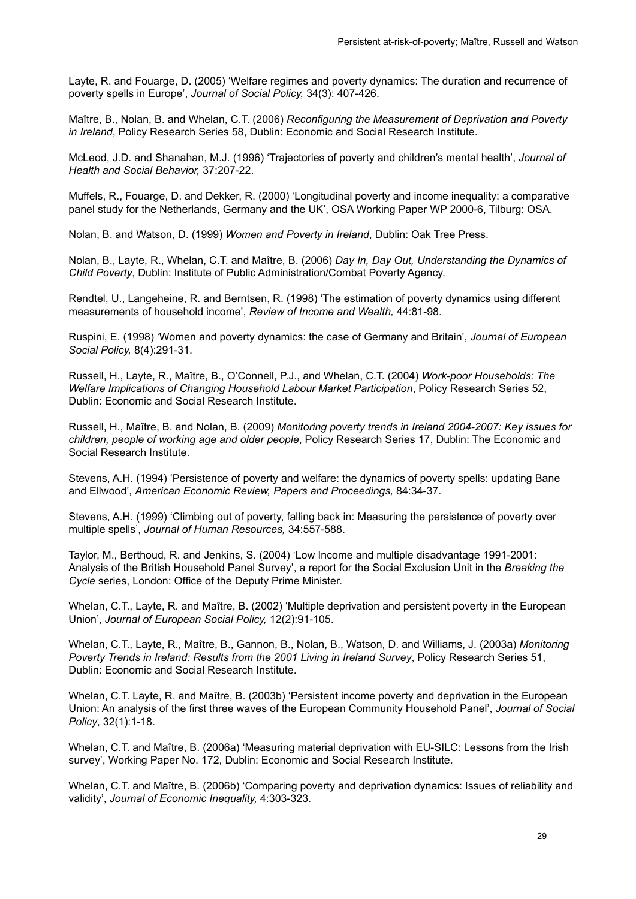Layte, R. and Fouarge, D. (2005) 'Welfare regimes and poverty dynamics: The duration and recurrence of poverty spells in Europe', *Journal of Social Policy,* 34(3): 407-426.

Maître, B., Nolan, B. and Whelan, C.T. (2006) *Reconfiguring the Measurement of Deprivation and Poverty in Ireland*, Policy Research Series 58, Dublin: Economic and Social Research Institute.

McLeod, J.D. and Shanahan, M.J. (1996) 'Trajectories of poverty and children's mental health', *Journal of Health and Social Behavior,* 37:207-22.

Muffels, R., Fouarge, D. and Dekker, R. (2000) 'Longitudinal poverty and income inequality: a comparative panel study for the Netherlands, Germany and the UK', OSA Working Paper WP 2000-6, Tilburg: OSA.

Nolan, B. and Watson, D. (1999) *Women and Poverty in Ireland*, Dublin: Oak Tree Press.

Nolan, B., Layte, R., Whelan, C.T. and Maître, B. (2006) *Day In, Day Out, Understanding the Dynamics of Child Poverty*, Dublin: Institute of Public Administration/Combat Poverty Agency.

Rendtel, U., Langeheine, R. and Berntsen, R. (1998) 'The estimation of poverty dynamics using different measurements of household income', *Review of Income and Wealth,* 44:81-98.

Ruspini, E. (1998) 'Women and poverty dynamics: the case of Germany and Britain', *Journal of European Social Policy,* 8(4):291-31.

Russell, H., Layte, R., Maître, B., O'Connell, P.J., and Whelan, C.T. (2004) *Work-poor Households: The Welfare Implications of Changing Household Labour Market Participation*, Policy Research Series 52, Dublin: Economic and Social Research Institute.

Russell, H., Maître, B. and Nolan, B. (2009) *Monitoring poverty trends in Ireland 2004-2007: Key issues for children, people of working age and older people*, Policy Research Series 17, Dublin: The Economic and Social Research Institute.

Stevens, A.H. (1994) 'Persistence of poverty and welfare: the dynamics of poverty spells: updating Bane and Ellwood', *American Economic Review, Papers and Proceedings,* 84:34-37.

Stevens, A.H. (1999) 'Climbing out of poverty, falling back in: Measuring the persistence of poverty over multiple spells', *Journal of Human Resources,* 34:557-588.

Taylor, M., Berthoud, R. and Jenkins, S. (2004) 'Low Income and multiple disadvantage 1991-2001: Analysis of the British Household Panel Survey', a report for the Social Exclusion Unit in the *Breaking the Cycle* series, London: Office of the Deputy Prime Minister.

Whelan, C.T., Layte, R. and Maître, B. (2002) 'Multiple deprivation and persistent poverty in the European Union', *Journal of European Social Policy,* 12(2):91-105.

Whelan, C.T., Layte, R., Maître, B., Gannon, B., Nolan, B., Watson, D. and Williams, J. (2003a) *Monitoring Poverty Trends in Ireland: Results from the 2001 Living in Ireland Survey*, Policy Research Series 51, Dublin: Economic and Social Research Institute.

Whelan, C.T. Layte, R. and Maître, B. (2003b) 'Persistent income poverty and deprivation in the European Union: An analysis of the first three waves of the European Community Household Panel', *Journal of Social Policy*, 32(1):1-18.

Whelan, C.T. and Maître, B. (2006a) 'Measuring material deprivation with EU-SILC: Lessons from the Irish survey', Working Paper No. 172, Dublin: Economic and Social Research Institute.

Whelan, C.T. and Maître, B. (2006b) 'Comparing poverty and deprivation dynamics: Issues of reliability and validity', *Journal of Economic Inequality,* 4:303-323.